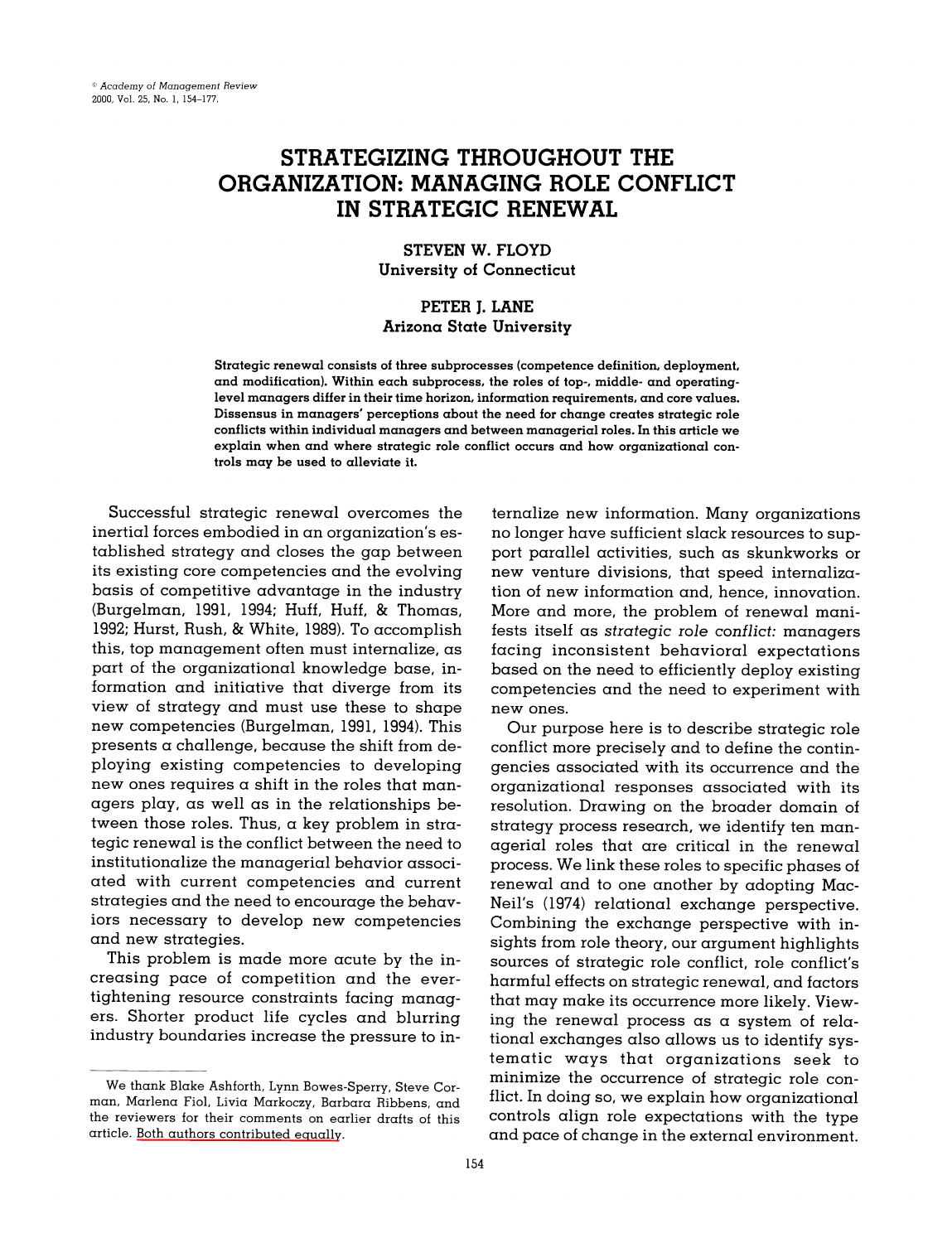# STRATEGIZING THROUGHOUT THE ORGANIZATION: MANAGING ROLE CONFLICT IN STRATEGIC RENEWAL

**STEVEN W. FLOYD**
**University of Connecticut**

**PETER J. LANE**
**Arizona State University**

**Strategic renewal consists of three subprocesses (competence definition, deployment, and modification). Within each subprocess, the roles of top-, middle- and operating-level managers differ in their time horizon, information requirements, and core values. Dissensus in managers' perceptions about the need for change creates strategic role conflicts within individual managers and between managerial roles. In this article we explain when and where strategic role conflict occurs and how organizational controls may be used to alleviate it.**

Successful strategic renewal overcomes the inertial forces embodied in an organization's established strategy and closes the gap between its existing core competencies and the evolving basis of competitive advantage in the industry (Burgelman, 1991, 1994; Huff, Huff, & Thomas, 1992; Hurst, Rush, & White, 1989). To accomplish this, top management often must internalize, as part of the organizational knowledge base, information and initiative that diverge from its view of strategy and must use these to shape new competencies (Burgelman, 1991, 1994). This presents a challenge, because the shift from deploying existing competencies to developing new ones requires a shift in the roles that managers play, as well as in the relationships between those roles. Thus, a key problem in strategic renewal is the conflict between the need to institutionalize the managerial behavior associated with current competencies and current strategies and the need to encourage the behaviors necessary to develop new competencies and new strategies.

This problem is made more acute by the increasing pace of competition and the ever-tightening resource constraints facing managers. Shorter product life cycles and blurring industry boundaries increase the pressure to internalize new information. Many organizations no longer have sufficient slack resources to support parallel activities, such as skunkworks or new venture divisions, that speed internalization of new information and, hence, innovation. More and more, the problem of renewal manifests itself as *strategic role conflict:* managers facing inconsistent behavioral expectations based on the need to efficiently deploy existing competencies and the need to experiment with new ones.

Our purpose here is to describe strategic role conflict more precisely and to define the contingencies associated with its occurrence and the organizational responses associated with its resolution. Drawing on the broader domain of strategy process research, we identify ten managerial roles that are critical in the renewal process. We link these roles to specific phases of renewal and to one another by adopting MacNeil's (1974) relational exchange perspective. Combining the exchange perspective with insights from role theory, our argument highlights sources of strategic role conflict, role conflict's harmful effects on strategic renewal, and factors that may make its occurrence more likely. Viewing the renewal process as a system of relational exchanges also allows us to identify systematic ways that organizations seek to minimize the occurrence of strategic role conflict. In doing so, we explain how organizational controls align role expectations with the type and pace of change in the external environment.

---

We thank Blake Ashforth, Lynn Bowes-Sperry, Steve Corman, Marlena Fiol, Livia Markoczy, Barbara Ribbens, and the reviewers for their comments on earlier drafts of this article. Both authors contributed equally.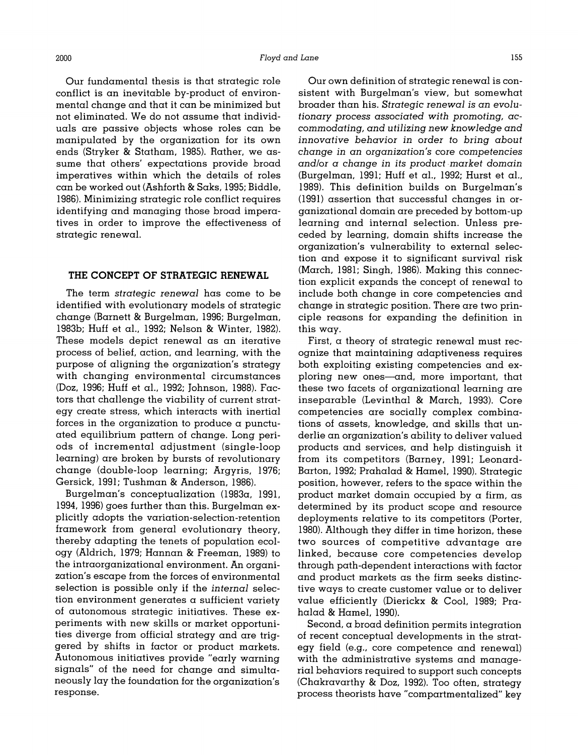Our fundamental thesis is that strategic role conflict is an inevitable by-product of environmental change and that it can be minimized but not eliminated. We do not assume that individuals are passive objects whose roles can be manipulated by the organization for its own ends (Stryker & Statham, 1985). Rather, we assume that others' expectations provide broad imperatives within which the details of roles can be worked out (Ashforth & Saks, 1995; Biddle, 1986). Minimizing strategic role conflict requires identifying and managing those broad imperatives in order to improve the effectiveness of strategic renewal.

## THE CONCEPT OF STRATEGIC RENEWAL

The term *strategic renewal* has come to be identified with evolutionary models of strategic change (Barnett & Burgelman, 1996; Burgelman, 1983b; Huff et al., 1992; Nelson & Winter, 1982). These models depict renewal as an iterative process of belief, action, and learning, with the purpose of aligning the organization's strategy with changing environmental circumstances (Doz, 1996; Huff et al., 1992; Johnson, 1988). Factors that challenge the viability of current strategy create stress, which interacts with inertial forces in the organization to produce a punctuated equilibrium pattern of change. Long periods of incremental adjustment (single-loop learning) are broken by bursts of revolutionary change (double-loop learning; Argyris, 1976; Gersick, 1991; Tushman & Anderson, 1986).

Burgelman's conceptualization (1983a, 1991, 1994, 1996) goes further than this. Burgelman explicitly adopts the variation-selection-retention framework from general evolutionary theory, thereby adapting the tenets of population ecology (Aldrich, 1979; Hannan & Freeman, 1989) to the intraorganizational environment. An organization's escape from the forces of environmental selection is possible only if the *internal* selection environment generates a sufficient variety of autonomous strategic initiatives. These experiments with new skills or market opportunities diverge from official strategy and are triggered by shifts in factor or product markets. Autonomous initiatives provide "early warning signals" of the need for change and simultaneously lay the foundation for the organization's response.

Our own definition of strategic renewal is consistent with Burgelman's view, but somewhat broader than his. *Strategic renewal is an evolutionary process associated with promoting, accommodating, and utilizing new knowledge and innovative behavior in order to bring about change in an organization's core competencies and/or a change in its product market domain* (Burgelman, 1991; Huff et al., 1992; Hurst et al., 1989). This definition builds on Burgelman's (1991) assertion that successful changes in organizational domain are preceded by bottom-up learning and internal selection. Unless preceded by learning, domain shifts increase the organization's vulnerability to external selection and expose it to significant survival risk (March, 1981; Singh, 1986). Making this connection explicit expands the concept of renewal to include both change in core competencies and change in strategic position. There are two principle reasons for expanding the definition in this way.

First, a theory of strategic renewal must recognize that maintaining adaptiveness requires both exploiting existing competencies and exploring new ones—and, more important, that these two facets of organizational learning are inseparable (Levinthal & March, 1993). Core competencies are socially complex combinations of assets, knowledge, and skills that underlie an organization's ability to deliver valued products and services, and help distinguish it from its competitors (Barney, 1991; Leonard-Barton, 1992; Prahalad & Hamel, 1990). Strategic position, however, refers to the space within the product market domain occupied by a firm, as determined by its product scope and resource deployments relative to its competitors (Porter, 1980). Although they differ in time horizon, these two sources of competitive advantage are linked, because core competencies develop through path-dependent interactions with factor and product markets as the firm seeks distinctive ways to create customer value or to deliver value efficiently (Dierickx & Cool, 1989; Prahalad & Hamel, 1990).

Second, a broad definition permits integration of recent conceptual developments in the strategy field (e.g., core competence and renewal) with the administrative systems and managerial behaviors required to support such concepts (Chakravarthy & Doz, 1992). Too often, strategy process theorists have "compartmentalized" key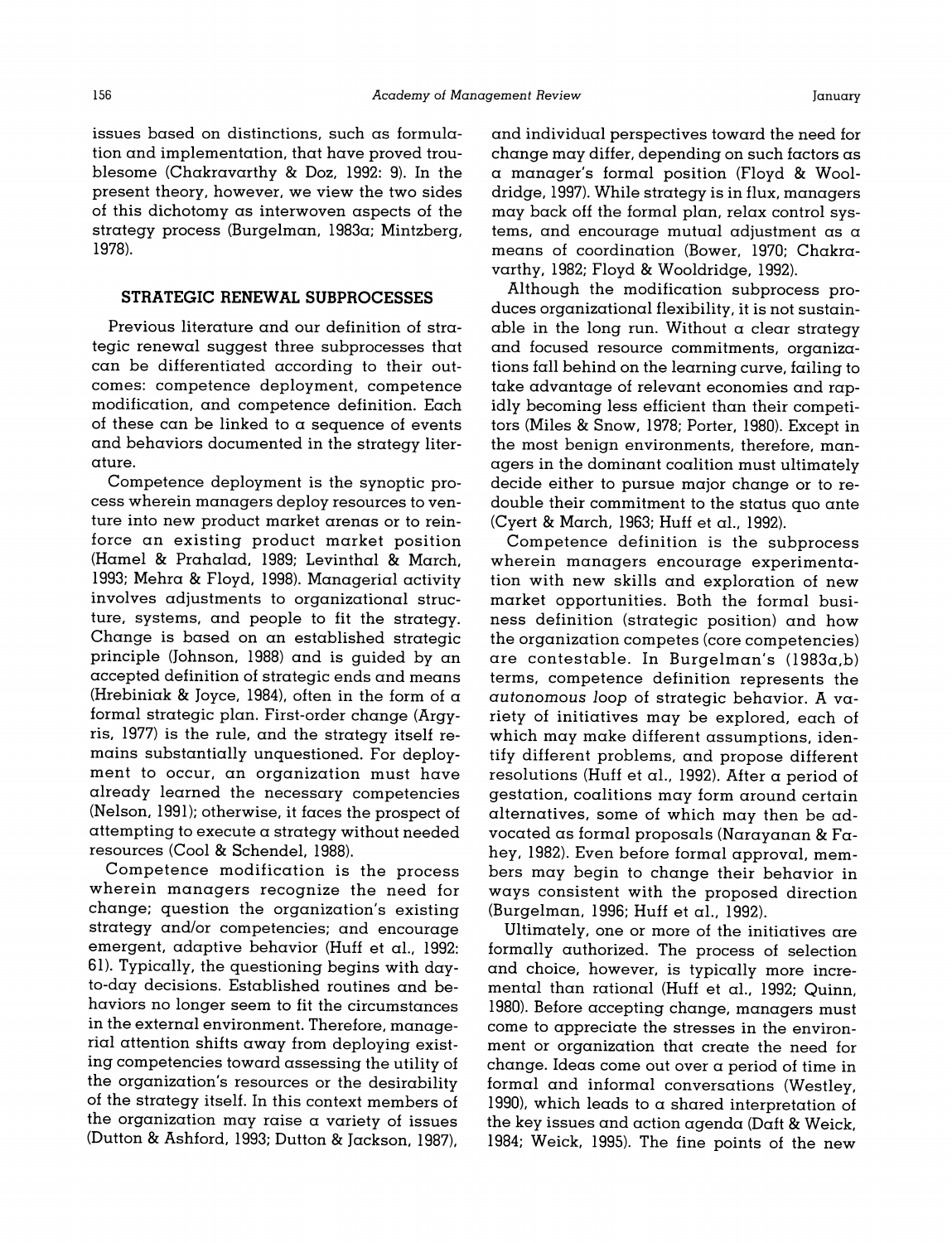issues based on distinctions, such as formulation and implementation, that have proved troublesome (Chakravarthy & Doz, 1992: 9). In the present theory, however, we view the two sides of this dichotomy as interwoven aspects of the strategy process (Burgelman, 1983a; Mintzberg, 1978).

## STRATEGIC RENEWAL SUBPROCESSES

Previous literature and our definition of strategic renewal suggest three subprocesses that can be differentiated according to their outcomes: competence deployment, competence modification, and competence definition. Each of these can be linked to a sequence of events and behaviors documented in the strategy literature.

Competence deployment is the synoptic process wherein managers deploy resources to venture into new product market arenas or to reinforce an existing product market position (Hamel & Prahalad, 1989; Levinthal & March, 1993; Mehra & Floyd, 1998). Managerial activity involves adjustments to organizational structure, systems, and people to fit the strategy. Change is based on an established strategic principle (Johnson, 1988) and is guided by an accepted definition of strategic ends and means (Hrebiniak & Joyce, 1984), often in the form of a formal strategic plan. First-order change (Argyris, 1977) is the rule, and the strategy itself remains substantially unquestioned. For deployment to occur, an organization must have already learned the necessary competencies (Nelson, 1991); otherwise, it faces the prospect of attempting to execute a strategy without needed resources (Cool & Schendel, 1988).

Competence modification is the process wherein managers recognize the need for change; question the organization's existing strategy and/or competencies; and encourage emergent, adaptive behavior (Huff et al., 1992: 61). Typically, the questioning begins with day-to-day decisions. Established routines and behaviors no longer seem to fit the circumstances in the external environment. Therefore, managerial attention shifts away from deploying existing competencies toward assessing the utility of the organization's resources or the desirability of the strategy itself. In this context members of the organization may raise a variety of issues (Dutton & Ashford, 1993; Dutton & Jackson, 1987), and individual perspectives toward the need for change may differ, depending on such factors as a manager's formal position (Floyd & Wooldridge, 1997). While strategy is in flux, managers may back off the formal plan, relax control systems, and encourage mutual adjustment as a means of coordination (Bower, 1970; Chakravarthy, 1982; Floyd & Wooldridge, 1992).

Although the modification subprocess produces organizational flexibility, it is not sustainable in the long run. Without a clear strategy and focused resource commitments, organizations fall behind on the learning curve, failing to take advantage of relevant economies and rapidly becoming less efficient than their competitors (Miles & Snow, 1978; Porter, 1980). Except in the most benign environments, therefore, managers in the dominant coalition must ultimately decide either to pursue major change or to redouble their commitment to the status quo ante (Cyert & March, 1963; Huff et al., 1992).

Competence definition is the subprocess wherein managers encourage experimentation with new skills and exploration of new market opportunities. Both the formal business definition (strategic position) and how the organization competes (core competencies) are contestable. In Burgelman's (1983a,b) terms, competence definition represents the *autonomous* loop of strategic behavior. A variety of initiatives may be explored, each of which may make different assumptions, identify different problems, and propose different resolutions (Huff et al., 1992). After a period of gestation, coalitions may form around certain alternatives, some of which may then be advocated as formal proposals (Narayanan & Fahey, 1982). Even before formal approval, members may begin to change their behavior in ways consistent with the proposed direction (Burgelman, 1996; Huff et al., 1992).

Ultimately, one or more of the initiatives are formally authorized. The process of selection and choice, however, is typically more incremental than rational (Huff et al., 1992; Quinn, 1980). Before accepting change, managers must come to appreciate the stresses in the environment or organization that create the need for change. Ideas come out over a period of time in formal and informal conversations (Westley, 1990), which leads to a shared interpretation of the key issues and action agenda (Daft & Weick, 1984; Weick, 1995). The fine points of the new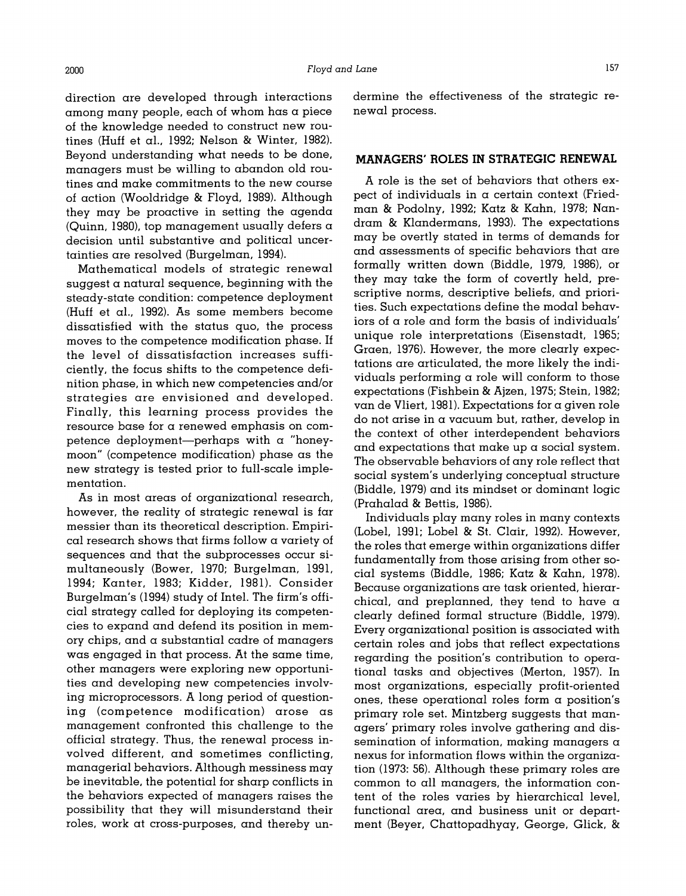direction are developed through interactions among many people, each of whom has a piece of the knowledge needed to construct new routines (Huff et al., 1992; Nelson & Winter, 1982). Beyond understanding what needs to be done, managers must be willing to abandon old routines and make commitments to the new course of action (Wooldridge & Floyd, 1989). Although they may be proactive in setting the agenda (Quinn, 1980), top management usually defers a decision until substantive and political uncertainties are resolved (Burgelman, 1994).

Mathematical models of strategic renewal suggest a natural sequence, beginning with the steady-state condition: competence deployment (Huff et al., 1992). As some members become dissatisfied with the status quo, the process moves to the competence modification phase. If the level of dissatisfaction increases sufficiently, the focus shifts to the competence definition phase, in which new competencies and/or strategies are envisioned and developed. Finally, this learning process provides the resource base for a renewed emphasis on competence deployment—perhaps with a "honeymoon" (competence modification) phase as the new strategy is tested prior to full-scale implementation.

As in most areas of organizational research, however, the reality of strategic renewal is far messier than its theoretical description. Empirical research shows that firms follow a variety of sequences and that the subprocesses occur simultaneously (Bower, 1970; Burgelman, 1991, 1994; Kanter, 1983; Kidder, 1981). Consider Burgelman's (1994) study of Intel. The firm's official strategy called for deploying its competencies to expand and defend its position in memory chips, and a substantial cadre of managers was engaged in that process. At the same time, other managers were exploring new opportunities and developing new competencies involving microprocessors. A long period of questioning (competence modification) arose as management confronted this challenge to the official strategy. Thus, the renewal process involved different, and sometimes conflicting, managerial behaviors. Although messiness may be inevitable, the potential for sharp conflicts in the behaviors expected of managers raises the possibility that they will misunderstand their roles, work at cross-purposes, and thereby undermine the effectiveness of the strategic renewal process.

## MANAGERS' ROLES IN STRATEGIC RENEWAL

A role is the set of behaviors that others expect of individuals in a certain context (Friedman & Podolny, 1992; Katz & Kahn, 1978; Nandram & Klandermans, 1993). The expectations may be overtly stated in terms of demands for and assessments of specific behaviors that are formally written down (Biddle, 1979, 1986), or they may take the form of covertly held, prescriptive norms, descriptive beliefs, and priorities. Such expectations define the modal behaviors of a role and form the basis of individuals' unique role interpretations (Eisenstadt, 1965; Graen, 1976). However, the more clearly expectations are articulated, the more likely the individuals performing a role will conform to those expectations (Fishbein & Ajzen, 1975; Stein, 1982; van de Vliert, 1981). Expectations for a given role do not arise in a vacuum but, rather, develop in the context of other interdependent behaviors and expectations that make up a social system. The observable behaviors of any role reflect that social system's underlying conceptual structure (Biddle, 1979) and its mindset or dominant logic (Prahalad & Bettis, 1986).

Individuals play many roles in many contexts (Lobel, 1991; Lobel & St. Clair, 1992). However, the roles that emerge within organizations differ fundamentally from those arising from other social systems (Biddle, 1986; Katz & Kahn, 1978). Because organizations are task oriented, hierarchical, and preplanned, they tend to have a clearly defined formal structure (Biddle, 1979). Every organizational position is associated with certain roles and jobs that reflect expectations regarding the position's contribution to operational tasks and objectives (Merton, 1957). In most organizations, especially profit-oriented ones, these operational roles form a position's primary role set. Mintzberg suggests that managers' primary roles involve gathering and dissemination of information, making managers a nexus for information flows within the organization (1973: 56). Although these primary roles are common to all managers, the information content of the roles varies by hierarchical level, functional area, and business unit or department (Beyer, Chattopadhyay, George, Glick, &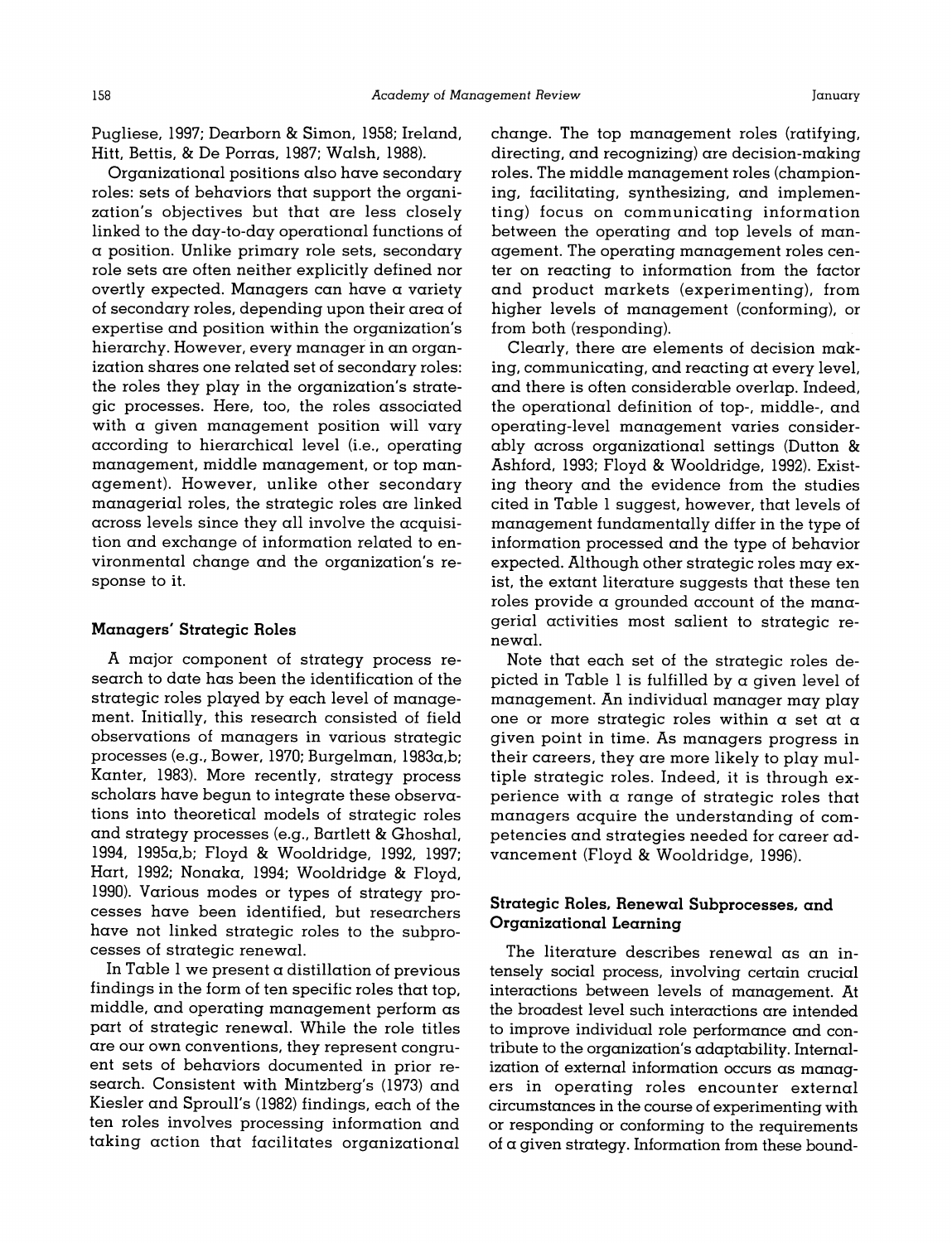Pugliese, 1997; Dearborn & Simon, 1958; Ireland, Hitt, Bettis, & De Porras, 1987; Walsh, 1988).

Organizational positions also have secondary roles: sets of behaviors that support the organization's objectives but that are less closely linked to the day-to-day operational functions of a position. Unlike primary role sets, secondary role sets are often neither explicitly defined nor overtly expected. Managers can have a variety of secondary roles, depending upon their area of expertise and position within the organization's hierarchy. However, every manager in an organization shares one related set of secondary roles: the roles they play in the organization's strategic processes. Here, too, the roles associated with a given management position will vary according to hierarchical level (i.e., operating management, middle management, or top management). However, unlike other secondary managerial roles, the strategic roles are linked across levels since they all involve the acquisition and exchange of information related to environmental change and the organization's response to it.

### Managers' Strategic Roles

A major component of strategy process research to date has been the identification of the strategic roles played by each level of management. Initially, this research consisted of field observations of managers in various strategic processes (e.g., Bower, 1970; Burgelman, 1983a,b; Kanter, 1983). More recently, strategy process scholars have begun to integrate these observations into theoretical models of strategic roles and strategy processes (e.g., Bartlett & Ghoshal, 1994, 1995a,b; Floyd & Wooldridge, 1992, 1997; Hart, 1992; Nonaka, 1994; Wooldridge & Floyd, 1990). Various modes or types of strategy processes have been identified, but researchers have not linked strategic roles to the subprocesses of strategic renewal.

In Table 1 we present a distillation of previous findings in the form of ten specific roles that top, middle, and operating management perform as part of strategic renewal. While the role titles are our own conventions, they represent congruent sets of behaviors documented in prior research. Consistent with Mintzberg's (1973) and Kiesler and Sproull's (1982) findings, each of the ten roles involves processing information and taking action that facilitates organizational change. The top management roles (ratifying, directing, and recognizing) are decision-making roles. The middle management roles (championing, facilitating, synthesizing, and implementing) focus on communicating information between the operating and top levels of management. The operating management roles center on reacting to information from the factor and product markets (experimenting), from higher levels of management (conforming), or from both (responding).

Clearly, there are elements of decision making, communicating, and reacting at every level, and there is often considerable overlap. Indeed, the operational definition of top-, middle-, and operating-level management varies considerably across organizational settings (Dutton & Ashford, 1993; Floyd & Wooldridge, 1992). Existing theory and the evidence from the studies cited in Table 1 suggest, however, that levels of management fundamentally differ in the type of information processed and the type of behavior expected. Although other strategic roles may exist, the extant literature suggests that these ten roles provide a grounded account of the managerial activities most salient to strategic renewal.

Note that each set of the strategic roles depicted in Table 1 is fulfilled by a given level of management. An individual manager may play one or more strategic roles within a set at a given point in time. As managers progress in their careers, they are more likely to play multiple strategic roles. Indeed, it is through experience with a range of strategic roles that managers acquire the understanding of competencies and strategies needed for career advancement (Floyd & Wooldridge, 1996).

### Strategic Roles, Renewal Subprocesses, and Organizational Learning

The literature describes renewal as an intensely social process, involving certain crucial interactions between levels of management. At the broadest level such interactions are intended to improve individual role performance and contribute to the organization's adaptability. Internalization of external information occurs as managers in operating roles encounter external circumstances in the course of experimenting with or responding or conforming to the requirements of a given strategy. Information from these bound-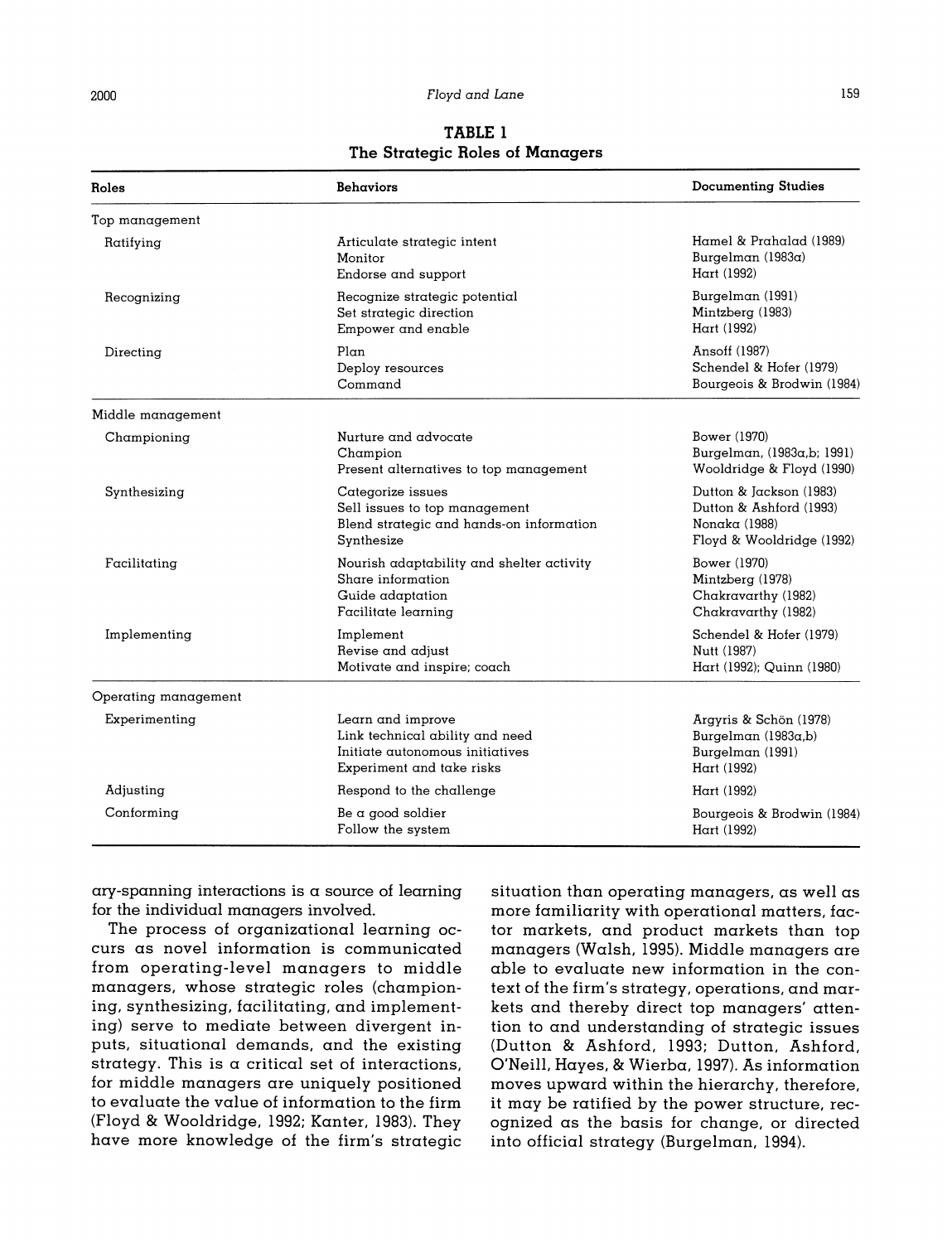**TABLE 1**
**The Strategic Roles of Managers**

| Roles | Behaviors | Documenting Studies |
|---|---|---|
| Top management | | |
| Ratifying | Articulate strategic intent | Hamel & Prahalad (1989) |
| | Monitor | Burgelman (1983a) |
| | Endorse and support | Hart (1992) |
| Recognizing | Recognize strategic potential | Burgelman (1991) |
| | Set strategic direction | Mintzberg (1983) |
| | Empower and enable | Hart (1992) |
| Directing | Plan | Ansoff (1987) |
| | Deploy resources | Schendel & Hofer (1979) |
| | Command | Bourgeois & Brodwin (1984) |
| Middle management | | |
| Championing | Nurture and advocate | Bower (1970) |
| | Champion | Burgelman, (1983a,b; 1991) |
| | Present alternatives to top management | Wooldridge & Floyd (1990) |
| Synthesizing | Categorize issues | Dutton & Jackson (1983) |
| | Sell issues to top management | Dutton & Ashford (1993) |
| | Blend strategic and hands-on information | Nonaka (1988) |
| | Synthesize | Floyd & Wooldridge (1992) |
| Facilitating | Nourish adaptability and shelter activity | Bower (1970) |
| | Share information | Mintzberg (1978) |
| | Guide adaptation | Chakravarthy (1982) |
| | Facilitate learning | Chakravarthy (1982) |
| Implementing | Implement | Schendel & Hofer (1979) |
| | Revise and adjust | Nutt (1987) |
| | Motivate and inspire; coach | Hart (1992); Quinn (1980) |
| Operating management | | |
| Experimenting | Learn and improve | Argyris & Schön (1978) |
| | Link technical ability and need | Burgelman (1983a,b) |
| | Initiate autonomous initiatives | Burgelman (1991) |
| | Experiment and take risks | Hart (1992) |
| Adjusting | Respond to the challenge | Hart (1992) |
| Conforming | Be a good soldier | Bourgeois & Brodwin (1984) |
| | Follow the system | Hart (1992) |

ary-spanning interactions is a source of learning for the individual managers involved.

The process of organizational learning occurs as novel information is communicated from operating-level managers to middle managers, whose strategic roles (championing, synthesizing, facilitating, and implementing) serve to mediate between divergent inputs, situational demands, and the existing strategy. This is a critical set of interactions, for middle managers are uniquely positioned to evaluate the value of information to the firm (Floyd & Wooldridge, 1992; Kanter, 1983). They have more knowledge of the firm's strategic situation than operating managers, as well as more familiarity with operational matters, factor markets, and product markets than top managers (Walsh, 1995). Middle managers are able to evaluate new information in the context of the firm's strategy, operations, and markets and thereby direct top managers' attention to and understanding of strategic issues (Dutton & Ashford, 1993; Dutton, Ashford, O'Neill, Hayes, & Wierba, 1997). As information moves upward within the hierarchy, therefore, it may be ratified by the power structure, recognized as the basis for change, or directed into official strategy (Burgelman, 1994).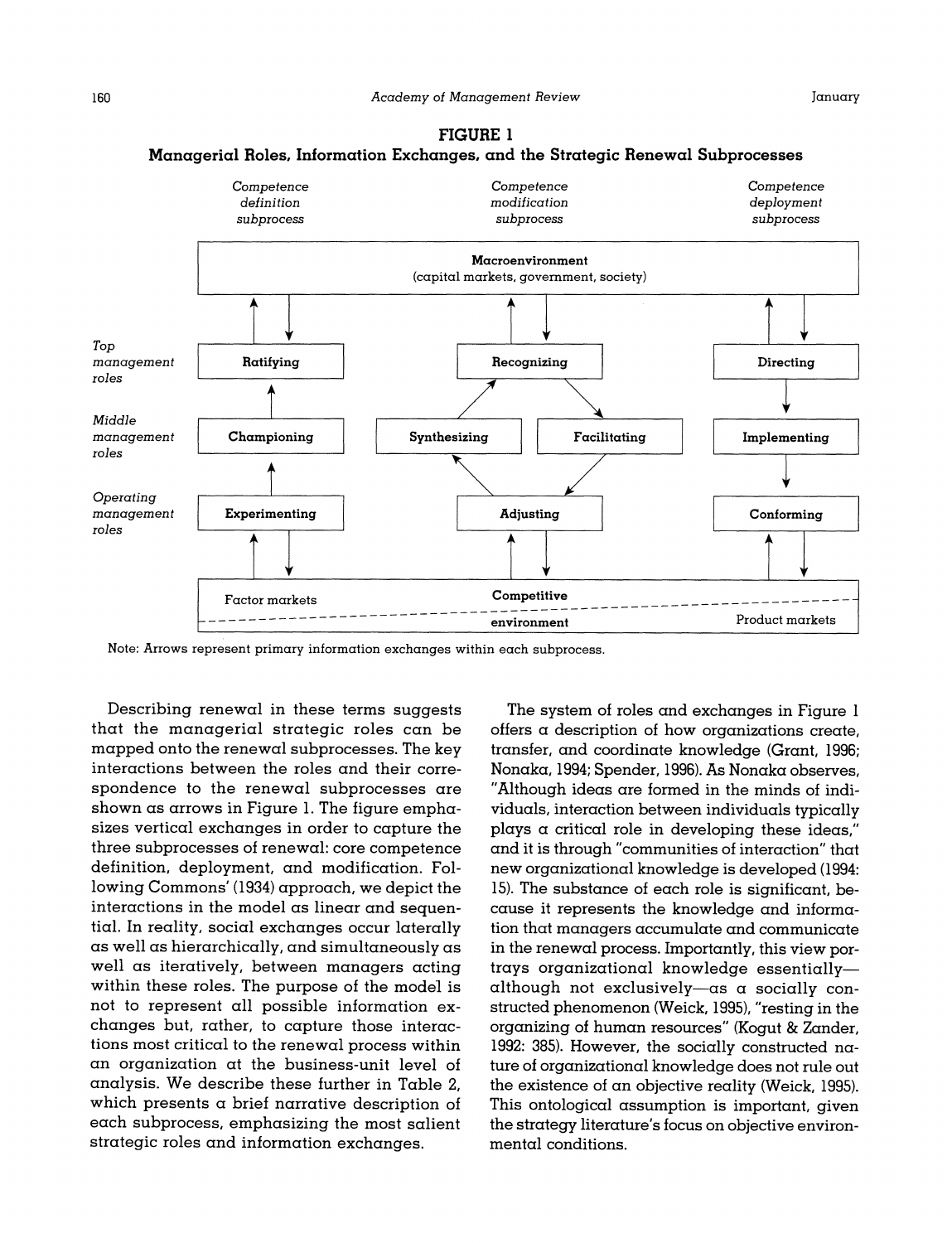**FIGURE 1**

**Managerial Roles, Information Exchanges, and the Strategic Renewal Subprocesses**

| | Competence definition subprocess | Competence modification subprocess | | Competence deployment subprocess |
|---|---|---|---|---|
| | **Macroenvironment** (capital markets, government, society) | | | |
| Top management roles | Ratifying | Recognizing | | Directing |
| Middle management roles | Championing | Synthesizing | Facilitating | Implementing |
| Operating management roles | Experimenting | Adjusting | | Conforming |
| | Factor markets | Competitive environment | | Product markets |

Note: Arrows represent primary information exchanges within each subprocess.

Describing renewal in these terms suggests that the managerial strategic roles can be mapped onto the renewal subprocesses. The key interactions between the roles and their correspondence to the renewal subprocesses are shown as arrows in Figure 1. The figure emphasizes vertical exchanges in order to capture the three subprocesses of renewal: core competence definition, deployment, and modification. Following Commons' (1934) approach, we depict the interactions in the model as linear and sequential. In reality, social exchanges occur laterally as well as hierarchically, and simultaneously as well as iteratively, between managers acting within these roles. The purpose of the model is not to represent all possible information exchanges but, rather, to capture those interactions most critical to the renewal process within an organization at the business-unit level of analysis. We describe these further in Table 2, which presents a brief narrative description of each subprocess, emphasizing the most salient strategic roles and information exchanges.

The system of roles and exchanges in Figure 1 offers a description of how organizations create, transfer, and coordinate knowledge (Grant, 1996; Nonaka, 1994; Spender, 1996). As Nonaka observes, "Although ideas are formed in the minds of individuals, interaction between individuals typically plays a critical role in developing these ideas," and it is through "communities of interaction" that new organizational knowledge is developed (1994: 15). The substance of each role is significant, because it represents the knowledge and information that managers accumulate and communicate in the renewal process. Importantly, this view portrays organizational knowledge essentially—although not exclusively—as a socially constructed phenomenon (Weick, 1995), "resting in the organizing of human resources" (Kogut & Zander, 1992: 385). However, the socially constructed nature of organizational knowledge does not rule out the existence of an objective reality (Weick, 1995). This ontological assumption is important, given the strategy literature's focus on objective environmental conditions.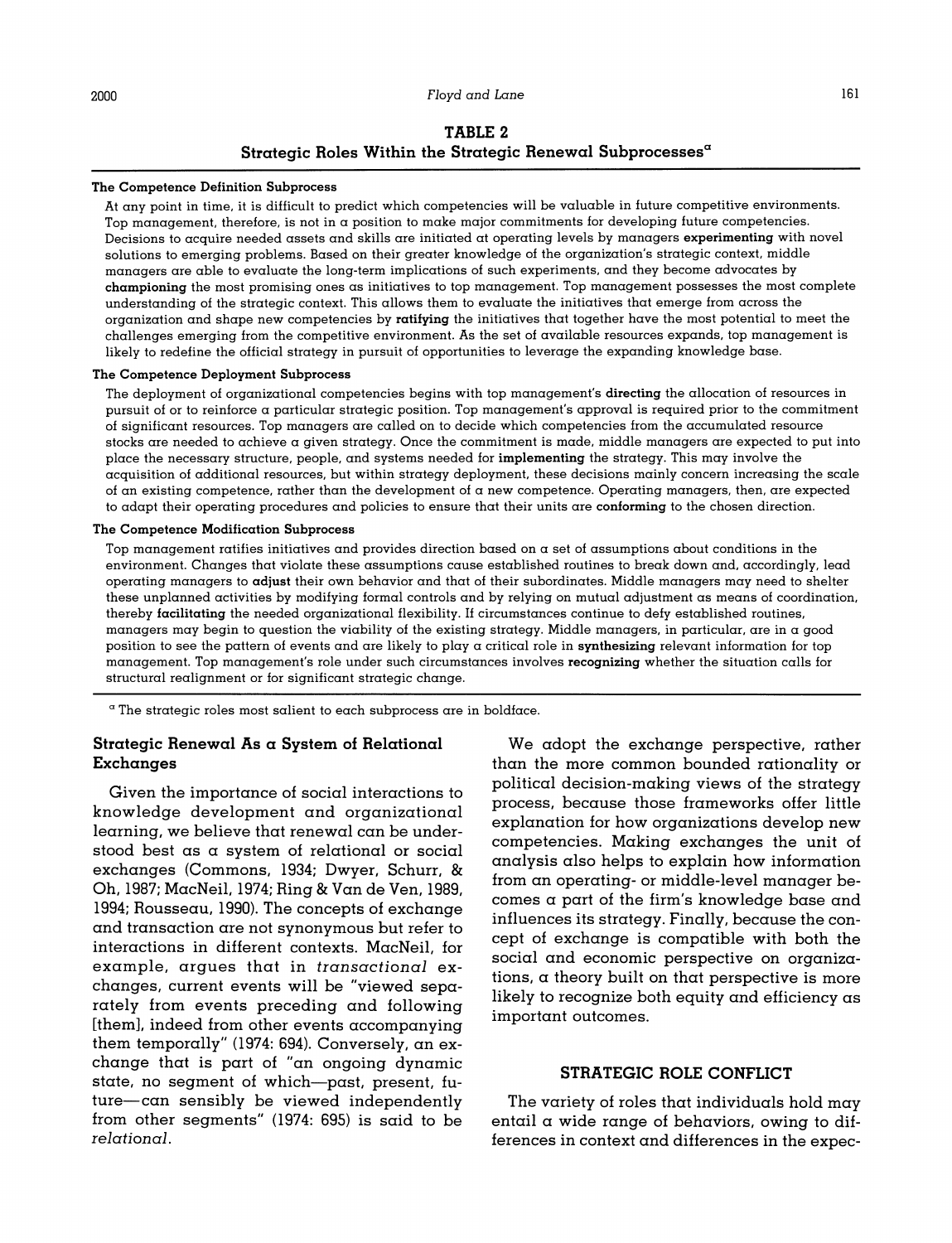**TABLE 2**
**Strategic Roles Within the Strategic Renewal Subprocesses[a]**

**The Competence Definition Subprocess**

At any point in time, it is difficult to predict which competencies will be valuable in future competitive environments. Top management, therefore, is not in a position to make major commitments for developing future competencies. Decisions to acquire needed assets and skills are initiated at operating levels by managers **experimenting** with novel solutions to emerging problems. Based on their greater knowledge of the organization's strategic context, middle managers are able to evaluate the long-term implications of such experiments, and they become advocates by **championing** the most promising ones as initiatives to top management. Top management possesses the most complete understanding of the strategic context. This allows them to evaluate the initiatives that emerge from across the organization and shape new competencies by **ratifying** the initiatives that together have the most potential to meet the challenges emerging from the competitive environment. As the set of available resources expands, top management is likely to redefine the official strategy in pursuit of opportunities to leverage the expanding knowledge base.

**The Competence Deployment Subprocess**

The deployment of organizational competencies begins with top management's **directing** the allocation of resources in pursuit of or to reinforce a particular strategic position. Top management's approval is required prior to the commitment of significant resources. Top managers are called on to decide which competencies from the accumulated resource stocks are needed to achieve a given strategy. Once the commitment is made, middle managers are expected to put into place the necessary structure, people, and systems needed for **implementing** the strategy. This may involve the acquisition of additional resources, but within strategy deployment, these decisions mainly concern increasing the scale of an existing competence, rather than the development of a new competence. Operating managers, then, are expected to adapt their operating procedures and policies to ensure that their units are **conforming** to the chosen direction.

**The Competence Modification Subprocess**

Top management ratifies initiatives and provides direction based on a set of assumptions about conditions in the environment. Changes that violate these assumptions cause established routines to break down and, accordingly, lead operating managers to **adjust** their own behavior and that of their subordinates. Middle managers may need to shelter these unplanned activities by modifying formal controls and by relying on mutual adjustment as means of coordination, thereby **facilitating** the needed organizational flexibility. If circumstances continue to defy established routines, managers may begin to question the viability of the existing strategy. Middle managers, in particular, are in a good position to see the pattern of events and are likely to play a critical role in **synthesizing** relevant information for top management. Top management's role under such circumstances involves **recognizing** whether the situation calls for structural realignment or for significant strategic change.

[a] The strategic roles most salient to each subprocess are in boldface.

### Strategic Renewal As a System of Relational Exchanges

Given the importance of social interactions to knowledge development and organizational learning, we believe that renewal can be understood best as a system of relational or social exchanges (Commons, 1934; Dwyer, Schurr, & Oh, 1987; MacNeil, 1974; Ring & Van de Ven, 1989, 1994; Rousseau, 1990). The concepts of exchange and transaction are not synonymous but refer to interactions in different contexts. MacNeil, for example, argues that in *transactional* exchanges, current events will be "viewed separately from events preceding and following [them], indeed from other events accompanying them temporally" (1974: 694). Conversely, an exchange that is part of "an ongoing dynamic state, no segment of which—past, present, future—can sensibly be viewed independently from other segments" (1974: 695) is said to be *relational*.

We adopt the exchange perspective, rather than the more common bounded rationality or political decision-making views of the strategy process, because those frameworks offer little explanation for how organizations develop new competencies. Making exchanges the unit of analysis also helps to explain how information from an operating- or middle-level manager becomes a part of the firm's knowledge base and influences its strategy. Finally, because the concept of exchange is compatible with both the social and economic perspective on organizations, a theory built on that perspective is more likely to recognize both equity and efficiency as important outcomes.

## STRATEGIC ROLE CONFLICT

The variety of roles that individuals hold may entail a wide range of behaviors, owing to differences in context and differences in the expec-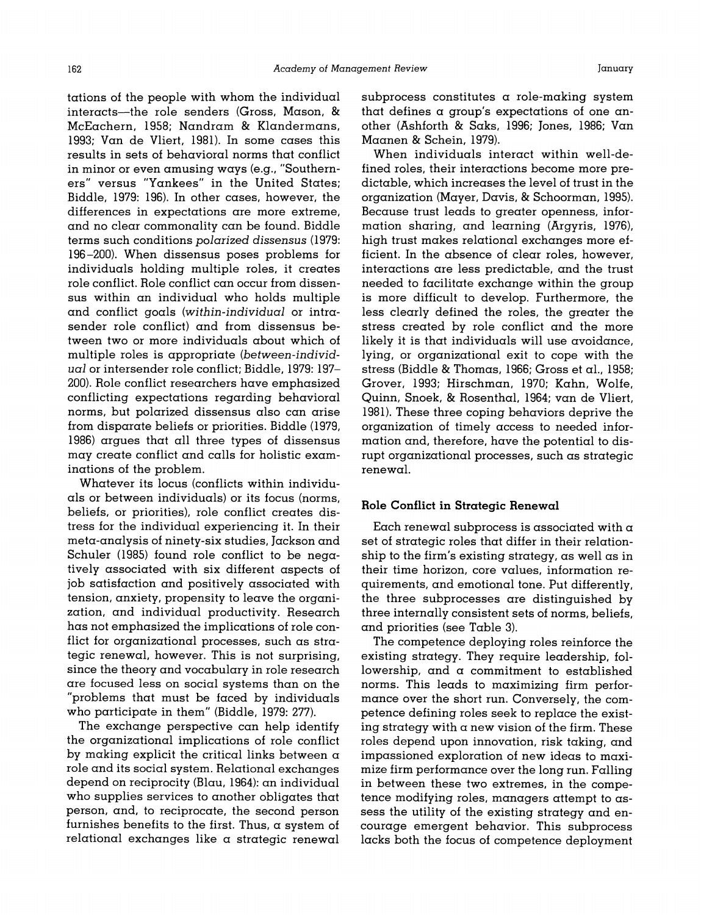tations of the people with whom the individual interacts—the role senders (Gross, Mason, & McEachern, 1958; Nandram & Klandermans, 1993; Van de Vliert, 1981). In some cases this results in sets of behavioral norms that conflict in minor or even amusing ways (e.g., "Southerners" versus "Yankees" in the United States; Biddle, 1979: 196). In other cases, however, the differences in expectations are more extreme, and no clear commonality can be found. Biddle terms such conditions *polarized dissensus* (1979: 196–200). When dissensus poses problems for individuals holding multiple roles, it creates role conflict. Role conflict can occur from dissensus within an individual who holds multiple and conflict goals (*within-individual* or intrasender role conflict) and from dissensus between two or more individuals about which of multiple roles is appropriate (*between-individual* or intersender role conflict; Biddle, 1979: 197–200). Role conflict researchers have emphasized conflicting expectations regarding behavioral norms, but polarized dissensus also can arise from disparate beliefs or priorities. Biddle (1979, 1986) argues that all three types of dissensus may create conflict and calls for holistic examinations of the problem.

Whatever its locus (conflicts within individuals or between individuals) or its focus (norms, beliefs, or priorities), role conflict creates distress for the individual experiencing it. In their meta-analysis of ninety-six studies, Jackson and Schuler (1985) found role conflict to be negatively associated with six different aspects of job satisfaction and positively associated with tension, anxiety, propensity to leave the organization, and individual productivity. Research has not emphasized the implications of role conflict for organizational processes, such as strategic renewal, however. This is not surprising, since the theory and vocabulary in role research are focused less on social systems than on the "problems that must be faced by individuals who participate in them" (Biddle, 1979: 277).

The exchange perspective can help identify the organizational implications of role conflict by making explicit the critical links between a role and its social system. Relational exchanges depend on reciprocity (Blau, 1964): an individual who supplies services to another obligates that person, and, to reciprocate, the second person furnishes benefits to the first. Thus, a system of relational exchanges like a strategic renewal subprocess constitutes a role-making system that defines a group's expectations of one another (Ashforth & Saks, 1996; Jones, 1986; Van Maanen & Schein, 1979).

When individuals interact within well-defined roles, their interactions become more predictable, which increases the level of trust in the organization (Mayer, Davis, & Schoorman, 1995). Because trust leads to greater openness, information sharing, and learning (Argyris, 1976), high trust makes relational exchanges more efficient. In the absence of clear roles, however, interactions are less predictable, and the trust needed to facilitate exchange within the group is more difficult to develop. Furthermore, the less clearly defined the roles, the greater the stress created by role conflict and the more likely it is that individuals will use avoidance, lying, or organizational exit to cope with the stress (Biddle & Thomas, 1966; Gross et al., 1958; Grover, 1993; Hirschman, 1970; Kahn, Wolfe, Quinn, Snoek, & Rosenthal, 1964; van de Vliert, 1981). These three coping behaviors deprive the organization of timely access to needed information and, therefore, have the potential to disrupt organizational processes, such as strategic renewal.

### Role Conflict in Strategic Renewal

Each renewal subprocess is associated with a set of strategic roles that differ in their relationship to the firm's existing strategy, as well as in their time horizon, core values, information requirements, and emotional tone. Put differently, the three subprocesses are distinguished by three internally consistent sets of norms, beliefs, and priorities (see Table 3).

The competence deploying roles reinforce the existing strategy. They require leadership, followership, and a commitment to established norms. This leads to maximizing firm performance over the short run. Conversely, the competence defining roles seek to replace the existing strategy with a new vision of the firm. These roles depend upon innovation, risk taking, and impassioned exploration of new ideas to maximize firm performance over the long run. Falling in between these two extremes, in the competence modifying roles, managers attempt to assess the utility of the existing strategy and encourage emergent behavior. This subprocess lacks both the focus of competence deployment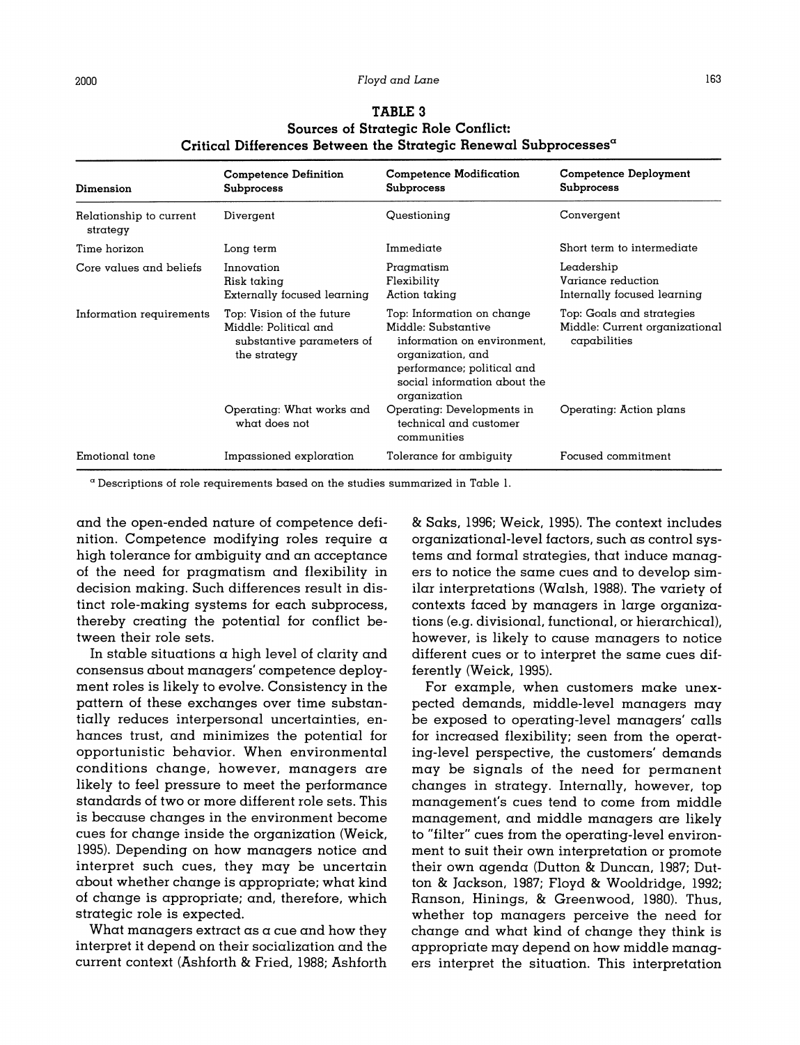**TABLE 3**
**Sources of Strategic Role Conflict:**
**Critical Differences Between the Strategic Renewal Subprocesses**[a]

| Dimension | Competence Definition Subprocess | Competence Modification Subprocess | Competence Deployment Subprocess |
|---|---|---|---|
| Relationship to current strategy | Divergent | Questioning | Convergent |
| Time horizon | Long term | Immediate | Short term to intermediate |
| Core values and beliefs | Innovation<br>Risk taking<br>Externally focused learning | Pragmatism<br>Flexibility<br>Action taking | Leadership<br>Variance reduction<br>Internally focused learning |
| Information requirements | Top: Vision of the future<br>Middle: Political and substantive parameters of the strategy<br>Operating: What works and what does not | Top: Information on change<br>Middle: Substantive information on environment, organization, and performance; political and social information about the organization<br>Operating: Developments in technical and customer communities | Top: Goals and strategies<br>Middle: Current organizational capabilities<br>Operating: Action plans |
| Emotional tone | Impassioned exploration | Tolerance for ambiguity | Focused commitment |

[a] Descriptions of role requirements based on the studies summarized in Table 1.

and the open-ended nature of competence definition. Competence modifying roles require a high tolerance for ambiguity and an acceptance of the need for pragmatism and flexibility in decision making. Such differences result in distinct role-making systems for each subprocess, thereby creating the potential for conflict between their role sets.

In stable situations a high level of clarity and consensus about managers' competence deployment roles is likely to evolve. Consistency in the pattern of these exchanges over time substantially reduces interpersonal uncertainties, enhances trust, and minimizes the potential for opportunistic behavior. When environmental conditions change, however, managers are likely to feel pressure to meet the performance standards of two or more different role sets. This is because changes in the environment become cues for change inside the organization (Weick, 1995). Depending on how managers notice and interpret such cues, they may be uncertain about whether change is appropriate; what kind of change is appropriate; and, therefore, which strategic role is expected.

What managers extract as a cue and how they interpret it depend on their socialization and the current context (Ashforth & Fried, 1988; Ashforth & Saks, 1996; Weick, 1995). The context includes organizational-level factors, such as control systems and formal strategies, that induce managers to notice the same cues and to develop similar interpretations (Walsh, 1988). The variety of contexts faced by managers in large organizations (e.g. divisional, functional, or hierarchical), however, is likely to cause managers to notice different cues or to interpret the same cues differently (Weick, 1995).

For example, when customers make unexpected demands, middle-level managers may be exposed to operating-level managers' calls for increased flexibility; seen from the operating-level perspective, the customers' demands may be signals of the need for permanent changes in strategy. Internally, however, top management's cues tend to come from middle management, and middle managers are likely to "filter" cues from the operating-level environment to suit their own interpretation or promote their own agenda (Dutton & Duncan, 1987; Dutton & Jackson, 1987; Floyd & Wooldridge, 1992; Ranson, Hinings, & Greenwood, 1980). Thus, whether top managers perceive the need for change and what kind of change they think is appropriate may depend on how middle managers interpret the situation. This interpretation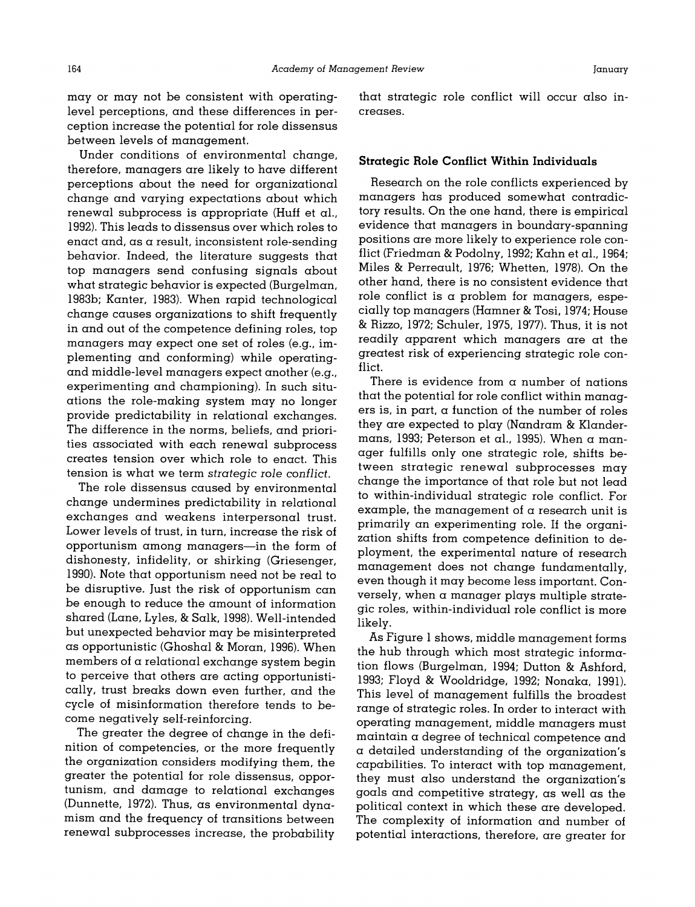may or may not be consistent with operating-level perceptions, and these differences in perception increase the potential for role dissensus between levels of management.

Under conditions of environmental change, therefore, managers are likely to have different perceptions about the need for organizational change and varying expectations about which renewal subprocess is appropriate (Huff et al., 1992). This leads to dissensus over which roles to enact and, as a result, inconsistent role-sending behavior. Indeed, the literature suggests that top managers send confusing signals about what strategic behavior is expected (Burgelman, 1983b; Kanter, 1983). When rapid technological change causes organizations to shift frequently in and out of the competence defining roles, top managers may expect one set of roles (e.g., implementing and conforming) while operating- and middle-level managers expect another (e.g., experimenting and championing). In such situations the role-making system may no longer provide predictability in relational exchanges. The difference in the norms, beliefs, and priorities associated with each renewal subprocess creates tension over which role to enact. This tension is what we term *strategic role conflict*.

The role dissensus caused by environmental change undermines predictability in relational exchanges and weakens interpersonal trust. Lower levels of trust, in turn, increase the risk of opportunism among managers—in the form of dishonesty, infidelity, or shirking (Griesenger, 1990). Note that opportunism need not be real to be disruptive. Just the risk of opportunism can be enough to reduce the amount of information shared (Lane, Lyles, & Salk, 1998). Well-intended but unexpected behavior may be misinterpreted as opportunistic (Ghoshal & Moran, 1996). When members of a relational exchange system begin to perceive that others are acting opportunistically, trust breaks down even further, and the cycle of misinformation therefore tends to become negatively self-reinforcing.

The greater the degree of change in the definition of competencies, or the more frequently the organization considers modifying them, the greater the potential for role dissensus, opportunism, and damage to relational exchanges (Dunnette, 1972). Thus, as environmental dynamism and the frequency of transitions between renewal subprocesses increase, the probability that strategic role conflict will occur also increases.

### Strategic Role Conflict Within Individuals

Research on the role conflicts experienced by managers has produced somewhat contradictory results. On the one hand, there is empirical evidence that managers in boundary-spanning positions are more likely to experience role conflict (Friedman & Podolny, 1992; Kahn et al., 1964; Miles & Perreault, 1976; Whetten, 1978). On the other hand, there is no consistent evidence that role conflict is a problem for managers, especially top managers (Hamner & Tosi, 1974; House & Rizzo, 1972; Schuler, 1975, 1977). Thus, it is not readily apparent which managers are at the greatest risk of experiencing strategic role conflict.

There is evidence from a number of nations that the potential for role conflict within managers is, in part, a function of the number of roles they are expected to play (Nandram & Klandermans, 1993; Peterson et al., 1995). When a manager fulfills only one strategic role, shifts between strategic renewal subprocesses may change the importance of that role but not lead to within-individual strategic role conflict. For example, the management of a research unit is primarily an experimenting role. If the organization shifts from competence definition to deployment, the experimental nature of research management does not change fundamentally, even though it may become less important. Conversely, when a manager plays multiple strategic roles, within-individual role conflict is more likely.

As Figure 1 shows, middle management forms the hub through which most strategic information flows (Burgelman, 1994; Dutton & Ashford, 1993; Floyd & Wooldridge, 1992; Nonaka, 1991). This level of management fulfills the broadest range of strategic roles. In order to interact with operating management, middle managers must maintain a degree of technical competence and a detailed understanding of the organization's capabilities. To interact with top management, they must also understand the organization's goals and competitive strategy, as well as the political context in which these are developed. The complexity of information and number of potential interactions, therefore, are greater for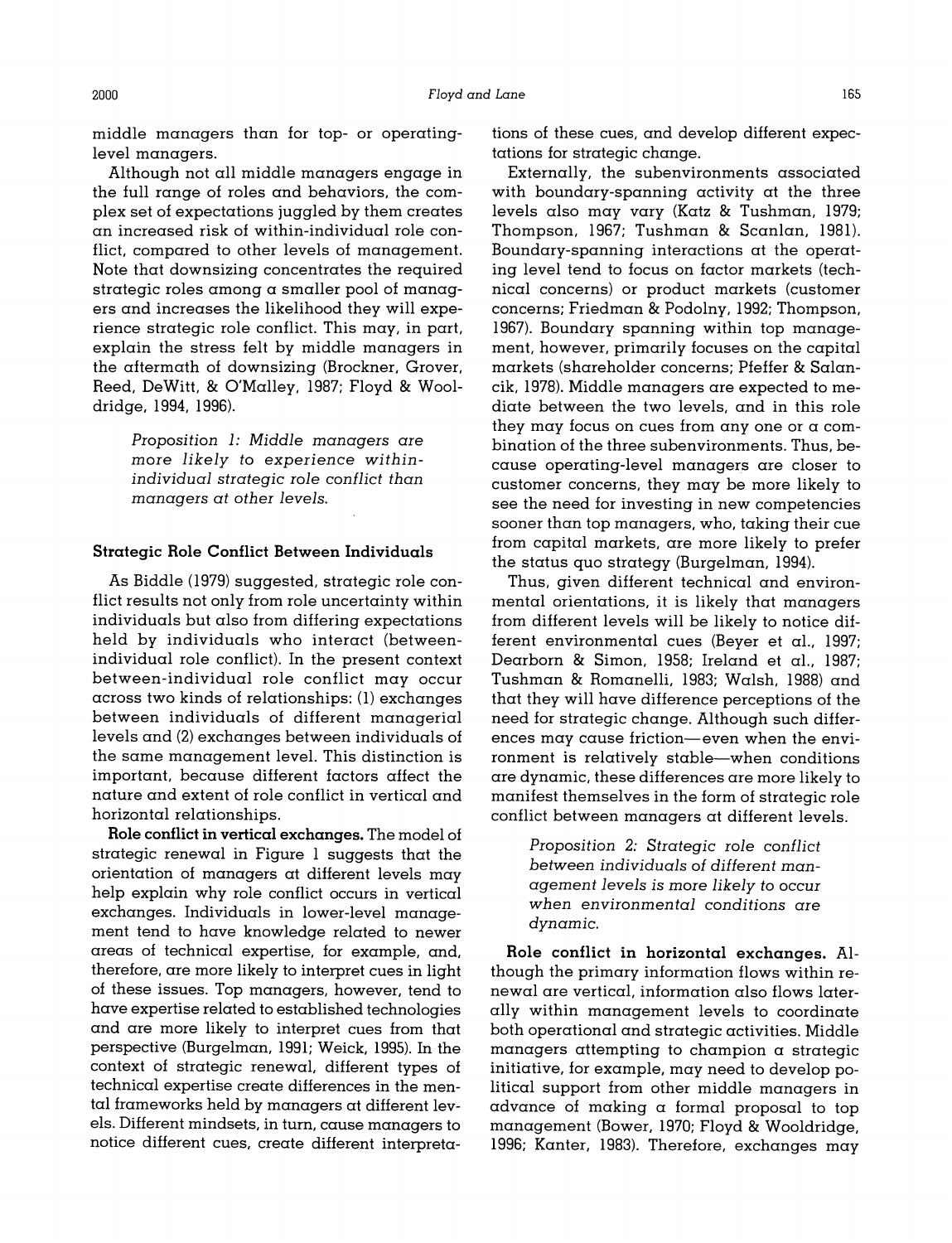middle managers than for top- or operating-level managers.

Although not all middle managers engage in the full range of roles and behaviors, the complex set of expectations juggled by them creates an increased risk of within-individual role conflict, compared to other levels of management. Note that downsizing concentrates the required strategic roles among a smaller pool of managers and increases the likelihood they will experience strategic role conflict. This may, in part, explain the stress felt by middle managers in the aftermath of downsizing (Brockner, Grover, Reed, DeWitt, & O'Malley, 1987; Floyd & Wooldridge, 1994, 1996).

> *Proposition 1: Middle managers are more likely to experience within-individual strategic role conflict than managers at other levels.*

### Strategic Role Conflict Between Individuals

As Biddle (1979) suggested, strategic role conflict results not only from role uncertainty within individuals but also from differing expectations held by individuals who interact (between-individual role conflict). In the present context between-individual role conflict may occur across two kinds of relationships: (1) exchanges between individuals of different managerial levels and (2) exchanges between individuals of the same management level. This distinction is important, because different factors affect the nature and extent of role conflict in vertical and horizontal relationships.

**Role conflict in vertical exchanges.** The model of strategic renewal in Figure 1 suggests that the orientation of managers at different levels may help explain why role conflict occurs in vertical exchanges. Individuals in lower-level management tend to have knowledge related to newer areas of technical expertise, for example, and, therefore, are more likely to interpret cues in light of these issues. Top managers, however, tend to have expertise related to established technologies and are more likely to interpret cues from that perspective (Burgelman, 1991; Weick, 1995). In the context of strategic renewal, different types of technical expertise create differences in the mental frameworks held by managers at different levels. Different mindsets, in turn, cause managers to notice different cues, create different interpretations of these cues, and develop different expectations for strategic change.

Externally, the subenvironments associated with boundary-spanning activity at the three levels also may vary (Katz & Tushman, 1979; Thompson, 1967; Tushman & Scanlan, 1981). Boundary-spanning interactions at the operating level tend to focus on factor markets (technical concerns) or product markets (customer concerns; Friedman & Podolny, 1992; Thompson, 1967). Boundary spanning within top management, however, primarily focuses on the capital markets (shareholder concerns; Pfeffer & Salancik, 1978). Middle managers are expected to mediate between the two levels, and in this role they may focus on cues from any one or a combination of the three subenvironments. Thus, because operating-level managers are closer to customer concerns, they may be more likely to see the need for investing in new competencies sooner than top managers, who, taking their cue from capital markets, are more likely to prefer the status quo strategy (Burgelman, 1994).

Thus, given different technical and environmental orientations, it is likely that managers from different levels will be likely to notice different environmental cues (Beyer et al., 1997; Dearborn & Simon, 1958; Ireland et al., 1987; Tushman & Romanelli, 1983; Walsh, 1988) and that they will have difference perceptions of the need for strategic change. Although such differences may cause friction—even when the environment is relatively stable—when conditions are dynamic, these differences are more likely to manifest themselves in the form of strategic role conflict between managers at different levels.

> *Proposition 2: Strategic role conflict between individuals of different management levels is more likely to occur when environmental conditions are dynamic.*

**Role conflict in horizontal exchanges.** Although the primary information flows within renewal are vertical, information also flows laterally within management levels to coordinate both operational and strategic activities. Middle managers attempting to champion a strategic initiative, for example, may need to develop political support from other middle managers in advance of making a formal proposal to top management (Bower, 1970; Floyd & Wooldridge, 1996; Kanter, 1983). Therefore, exchanges may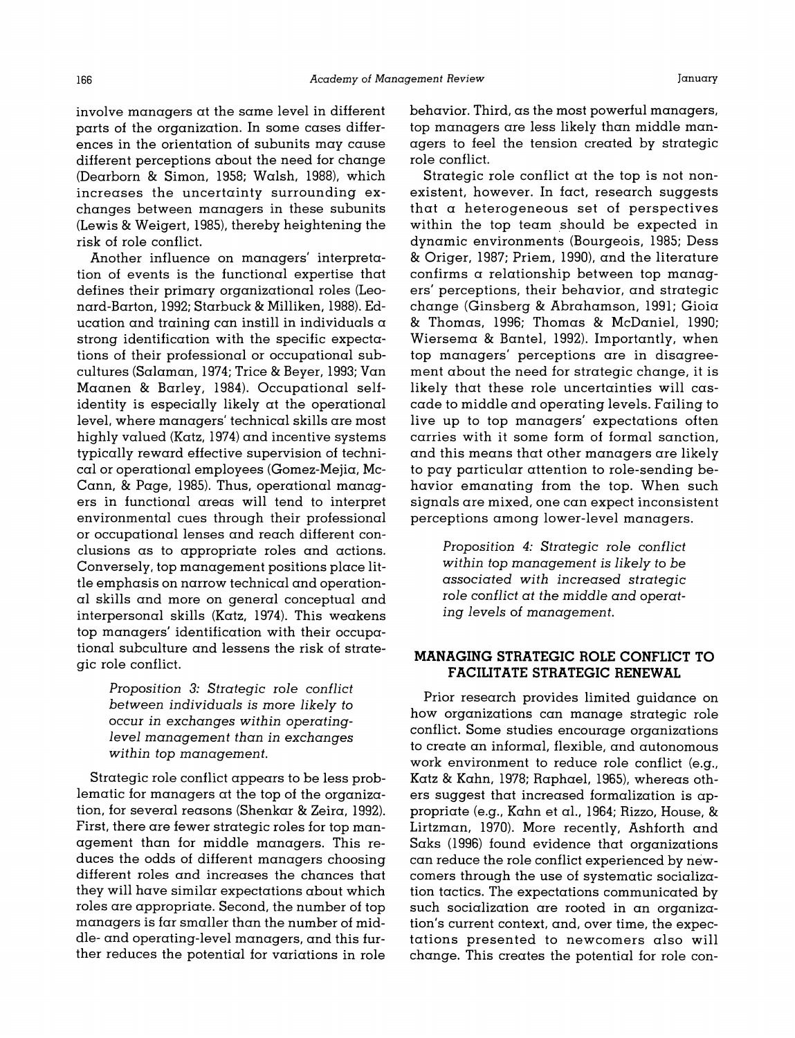involve managers at the same level in different parts of the organization. In some cases differences in the orientation of subunits may cause different perceptions about the need for change (Dearborn & Simon, 1958; Walsh, 1988), which increases the uncertainty surrounding exchanges between managers in these subunits (Lewis & Weigert, 1985), thereby heightening the risk of role conflict.

Another influence on managers' interpretation of events is the functional expertise that defines their primary organizational roles (Leonard-Barton, 1992; Starbuck & Milliken, 1988). Education and training can instill in individuals a strong identification with the specific expectations of their professional or occupational subcultures (Salaman, 1974; Trice & Beyer, 1993; Van Maanen & Barley, 1984). Occupational self-identity is especially likely at the operational level, where managers' technical skills are most highly valued (Katz, 1974) and incentive systems typically reward effective supervision of technical or operational employees (Gomez-Mejia, McCann, & Page, 1985). Thus, operational managers in functional areas will tend to interpret environmental cues through their professional or occupational lenses and reach different conclusions as to appropriate roles and actions. Conversely, top management positions place little emphasis on narrow technical and operational skills and more on general conceptual and interpersonal skills (Katz, 1974). This weakens top managers' identification with their occupational subculture and lessens the risk of strategic role conflict.

> *Proposition 3: Strategic role conflict between individuals is more likely to occur in exchanges within operating-level management than in exchanges within top management.*

Strategic role conflict appears to be less problematic for managers at the top of the organization, for several reasons (Shenkar & Zeira, 1992). First, there are fewer strategic roles for top management than for middle managers. This reduces the odds of different managers choosing different roles and increases the chances that they will have similar expectations about which roles are appropriate. Second, the number of top managers is far smaller than the number of middle- and operating-level managers, and this further reduces the potential for variations in role behavior. Third, as the most powerful managers, top managers are less likely than middle managers to feel the tension created by strategic role conflict.

Strategic role conflict at the top is not nonexistent, however. In fact, research suggests that a heterogeneous set of perspectives within the top team should be expected in dynamic environments (Bourgeois, 1985; Dess & Origer, 1987; Priem, 1990), and the literature confirms a relationship between top managers' perceptions, their behavior, and strategic change (Ginsberg & Abrahamson, 1991; Gioia & Thomas, 1996; Thomas & McDaniel, 1990; Wiersema & Bantel, 1992). Importantly, when top managers' perceptions are in disagreement about the need for strategic change, it is likely that these role uncertainties will cascade to middle and operating levels. Failing to live up to top managers' expectations often carries with it some form of formal sanction, and this means that other managers are likely to pay particular attention to role-sending behavior emanating from the top. When such signals are mixed, one can expect inconsistent perceptions among lower-level managers.

> *Proposition 4: Strategic role conflict within top management is likely to be associated with increased strategic role conflict at the middle and operating levels of management.*

## MANAGING STRATEGIC ROLE CONFLICT TO FACILITATE STRATEGIC RENEWAL

Prior research provides limited guidance on how organizations can manage strategic role conflict. Some studies encourage organizations to create an informal, flexible, and autonomous work environment to reduce role conflict (e.g., Katz & Kahn, 1978; Raphael, 1965), whereas others suggest that increased formalization is appropriate (e.g., Kahn et al., 1964; Rizzo, House, & Lirtzman, 1970). More recently, Ashforth and Saks (1996) found evidence that organizations can reduce the role conflict experienced by newcomers through the use of systematic socialization tactics. The expectations communicated by such socialization are rooted in an organization's current context, and, over time, the expectations presented to newcomers also will change. This creates the potential for role con-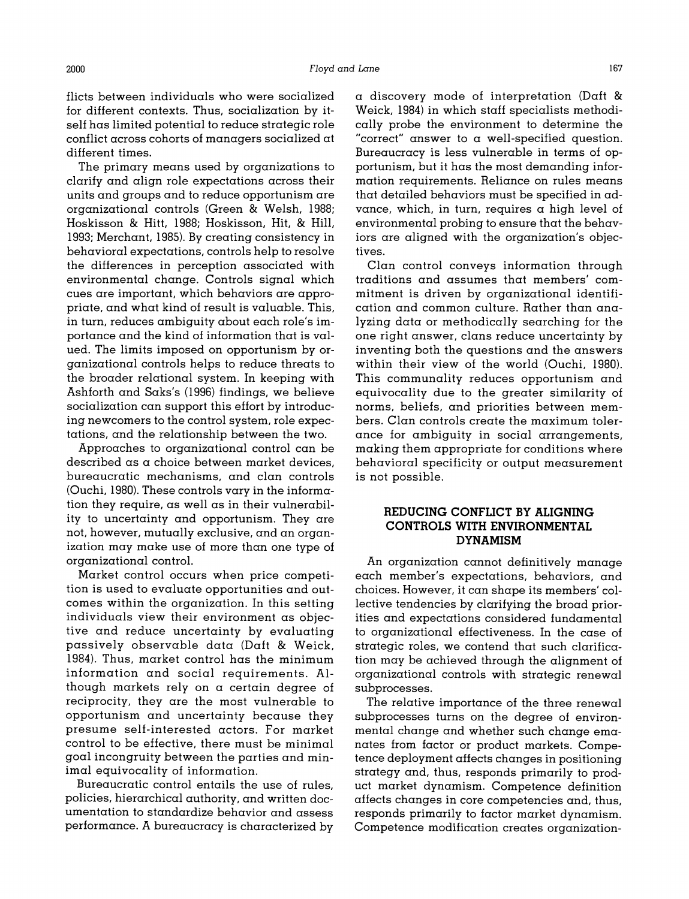flicts between individuals who were socialized for different contexts. Thus, socialization by itself has limited potential to reduce strategic role conflict across cohorts of managers socialized at different times.

The primary means used by organizations to clarify and align role expectations across their units and groups and to reduce opportunism are organizational controls (Green & Welsh, 1988; Hoskisson & Hitt, 1988; Hoskisson, Hit, & Hill, 1993; Merchant, 1985). By creating consistency in behavioral expectations, controls help to resolve the differences in perception associated with environmental change. Controls signal which cues are important, which behaviors are appropriate, and what kind of result is valuable. This, in turn, reduces ambiguity about each role's importance and the kind of information that is valued. The limits imposed on opportunism by organizational controls helps to reduce threats to the broader relational system. In keeping with Ashforth and Saks's (1996) findings, we believe socialization can support this effort by introducing newcomers to the control system, role expectations, and the relationship between the two.

Approaches to organizational control can be described as a choice between market devices, bureaucratic mechanisms, and clan controls (Ouchi, 1980). These controls vary in the information they require, as well as in their vulnerability to uncertainty and opportunism. They are not, however, mutually exclusive, and an organization may make use of more than one type of organizational control.

Market control occurs when price competition is used to evaluate opportunities and outcomes within the organization. In this setting individuals view their environment as objective and reduce uncertainty by evaluating passively observable data (Daft & Weick, 1984). Thus, market control has the minimum information and social requirements. Although markets rely on a certain degree of reciprocity, they are the most vulnerable to opportunism and uncertainty because they presume self-interested actors. For market control to be effective, there must be minimal goal incongruity between the parties and minimal equivocality of information.

Bureaucratic control entails the use of rules, policies, hierarchical authority, and written documentation to standardize behavior and assess performance. A bureaucracy is characterized by a discovery mode of interpretation (Daft & Weick, 1984) in which staff specialists methodically probe the environment to determine the "correct" answer to a well-specified question. Bureaucracy is less vulnerable in terms of opportunism, but it has the most demanding information requirements. Reliance on rules means that detailed behaviors must be specified in advance, which, in turn, requires a high level of environmental probing to ensure that the behaviors are aligned with the organization's objectives.

Clan control conveys information through traditions and assumes that members' commitment is driven by organizational identification and common culture. Rather than analyzing data or methodically searching for the one right answer, clans reduce uncertainty by inventing both the questions and the answers within their view of the world (Ouchi, 1980). This communality reduces opportunism and equivocality due to the greater similarity of norms, beliefs, and priorities between members. Clan controls create the maximum tolerance for ambiguity in social arrangements, making them appropriate for conditions where behavioral specificity or output measurement is not possible.

## REDUCING CONFLICT BY ALIGNING CONTROLS WITH ENVIRONMENTAL DYNAMISM

An organization cannot definitively manage each member's expectations, behaviors, and choices. However, it can shape its members' collective tendencies by clarifying the broad priorities and expectations considered fundamental to organizational effectiveness. In the case of strategic roles, we contend that such clarification may be achieved through the alignment of organizational controls with strategic renewal subprocesses.

The relative importance of the three renewal subprocesses turns on the degree of environmental change and whether such change emanates from factor or product markets. Competence deployment affects changes in positioning strategy and, thus, responds primarily to product market dynamism. Competence definition affects changes in core competencies and, thus, responds primarily to factor market dynamism. Competence modification creates organization-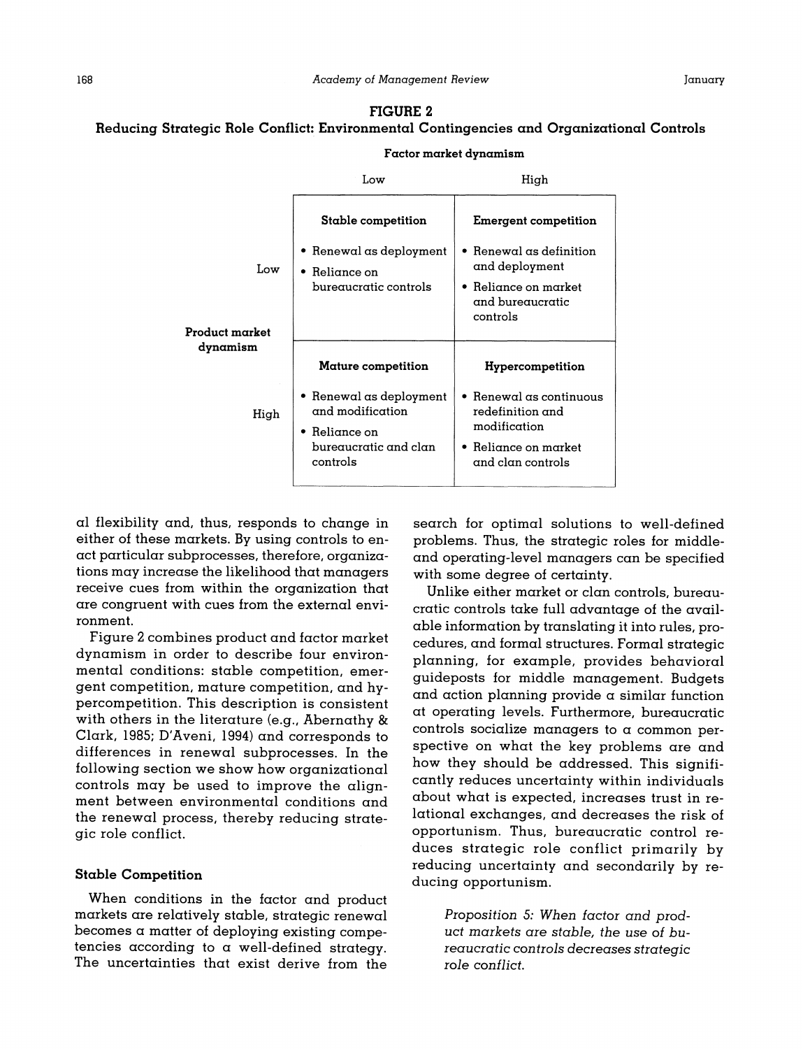**FIGURE 2**

**Reducing Strategic Role Conflict: Environmental Contingencies and Organizational Controls**

| | | Factor market dynamism: Low | Factor market dynamism: High |
|---|---|---|---|
| **Product market dynamism** | Low | **Stable competition**<br>• Renewal as deployment<br>• Reliance on bureaucratic controls | **Emergent competition**<br>• Renewal as definition and deployment<br>• Reliance on market and bureaucratic controls |
| | High | **Mature competition**<br>• Renewal as deployment and modification<br>• Reliance on bureaucratic and clan controls | **Hypercompetition**<br>• Renewal as continuous redefinition and modification<br>• Reliance on market and clan controls |

al flexibility and, thus, responds to change in either of these markets. By using controls to enact particular subprocesses, therefore, organizations may increase the likelihood that managers receive cues from within the organization that are congruent with cues from the external environment.

Figure 2 combines product and factor market dynamism in order to describe four environmental conditions: stable competition, emergent competition, mature competition, and hypercompetition. This description is consistent with others in the literature (e.g., Abernathy & Clark, 1985; D'Aveni, 1994) and corresponds to differences in renewal subprocesses. In the following section we show how organizational controls may be used to improve the alignment between environmental conditions and the renewal process, thereby reducing strategic role conflict.

### Stable Competition

When conditions in the factor and product markets are relatively stable, strategic renewal becomes a matter of deploying existing competencies according to a well-defined strategy. The uncertainties that exist derive from the search for optimal solutions to well-defined problems. Thus, the strategic roles for middle- and operating-level managers can be specified with some degree of certainty.

Unlike either market or clan controls, bureaucratic controls take full advantage of the available information by translating it into rules, procedures, and formal structures. Formal strategic planning, for example, provides behavioral guideposts for middle management. Budgets and action planning provide a similar function at operating levels. Furthermore, bureaucratic controls socialize managers to a common perspective on what the key problems are and how they should be addressed. This significantly reduces uncertainty within individuals about what is expected, increases trust in relational exchanges, and decreases the risk of opportunism. Thus, bureaucratic control reduces strategic role conflict primarily by reducing uncertainty and secondarily by reducing opportunism.

> *Proposition 5: When factor and product markets are stable, the use of bureaucratic controls decreases strategic role conflict.*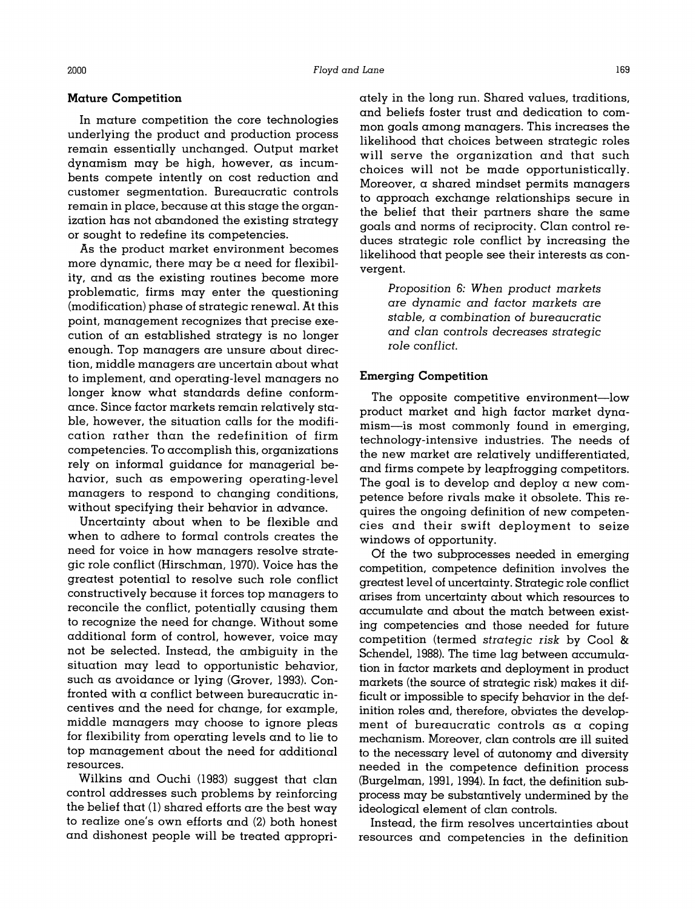### Mature Competition

In mature competition the core technologies underlying the product and production process remain essentially unchanged. Output market dynamism may be high, however, as incumbents compete intently on cost reduction and customer segmentation. Bureaucratic controls remain in place, because at this stage the organization has not abandoned the existing strategy or sought to redefine its competencies.

As the product market environment becomes more dynamic, there may be a need for flexibility, and as the existing routines become more problematic, firms may enter the questioning (modification) phase of strategic renewal. At this point, management recognizes that precise execution of an established strategy is no longer enough. Top managers are unsure about direction, middle managers are uncertain about what to implement, and operating-level managers no longer know what standards define conformance. Since factor markets remain relatively stable, however, the situation calls for the modification rather than the redefinition of firm competencies. To accomplish this, organizations rely on informal guidance for managerial behavior, such as empowering operating-level managers to respond to changing conditions, without specifying their behavior in advance.

Uncertainty about when to be flexible and when to adhere to formal controls creates the need for voice in how managers resolve strategic role conflict (Hirschman, 1970). Voice has the greatest potential to resolve such role conflict constructively because it forces top managers to reconcile the conflict, potentially causing them to recognize the need for change. Without some additional form of control, however, voice may not be selected. Instead, the ambiguity in the situation may lead to opportunistic behavior, such as avoidance or lying (Grover, 1993). Confronted with a conflict between bureaucratic incentives and the need for change, for example, middle managers may choose to ignore pleas for flexibility from operating levels and to lie to top management about the need for additional resources.

Wilkins and Ouchi (1983) suggest that clan control addresses such problems by reinforcing the belief that (1) shared efforts are the best way to realize one's own efforts and (2) both honest and dishonest people will be treated appropriately in the long run. Shared values, traditions, and beliefs foster trust and dedication to common goals among managers. This increases the likelihood that choices between strategic roles will serve the organization and that such choices will not be made opportunistically. Moreover, a shared mindset permits managers to approach exchange relationships secure in the belief that their partners share the same goals and norms of reciprocity. Clan control reduces strategic role conflict by increasing the likelihood that people see their interests as convergent.

> *Proposition 6: When product markets are dynamic and factor markets are stable, a combination of bureaucratic and clan controls decreases strategic role conflict.*

### Emerging Competition

The opposite competitive environment—low product market and high factor market dynamism—is most commonly found in emerging, technology-intensive industries. The needs of the new market are relatively undifferentiated, and firms compete by leapfrogging competitors. The goal is to develop and deploy a new competence before rivals make it obsolete. This requires the ongoing definition of new competencies and their swift deployment to seize windows of opportunity.

Of the two subprocesses needed in emerging competition, competence definition involves the greatest level of uncertainty. Strategic role conflict arises from uncertainty about which resources to accumulate and about the match between existing competencies and those needed for future competition (termed *strategic risk* by Cool & Schendel, 1988). The time lag between accumulation in factor markets and deployment in product markets (the source of strategic risk) makes it difficult or impossible to specify behavior in the definition roles and, therefore, obviates the development of bureaucratic controls as a coping mechanism. Moreover, clan controls are ill suited to the necessary level of autonomy and diversity needed in the competence definition process (Burgelman, 1991, 1994). In fact, the definition subprocess may be substantively undermined by the ideological element of clan controls.

Instead, the firm resolves uncertainties about resources and competencies in the definition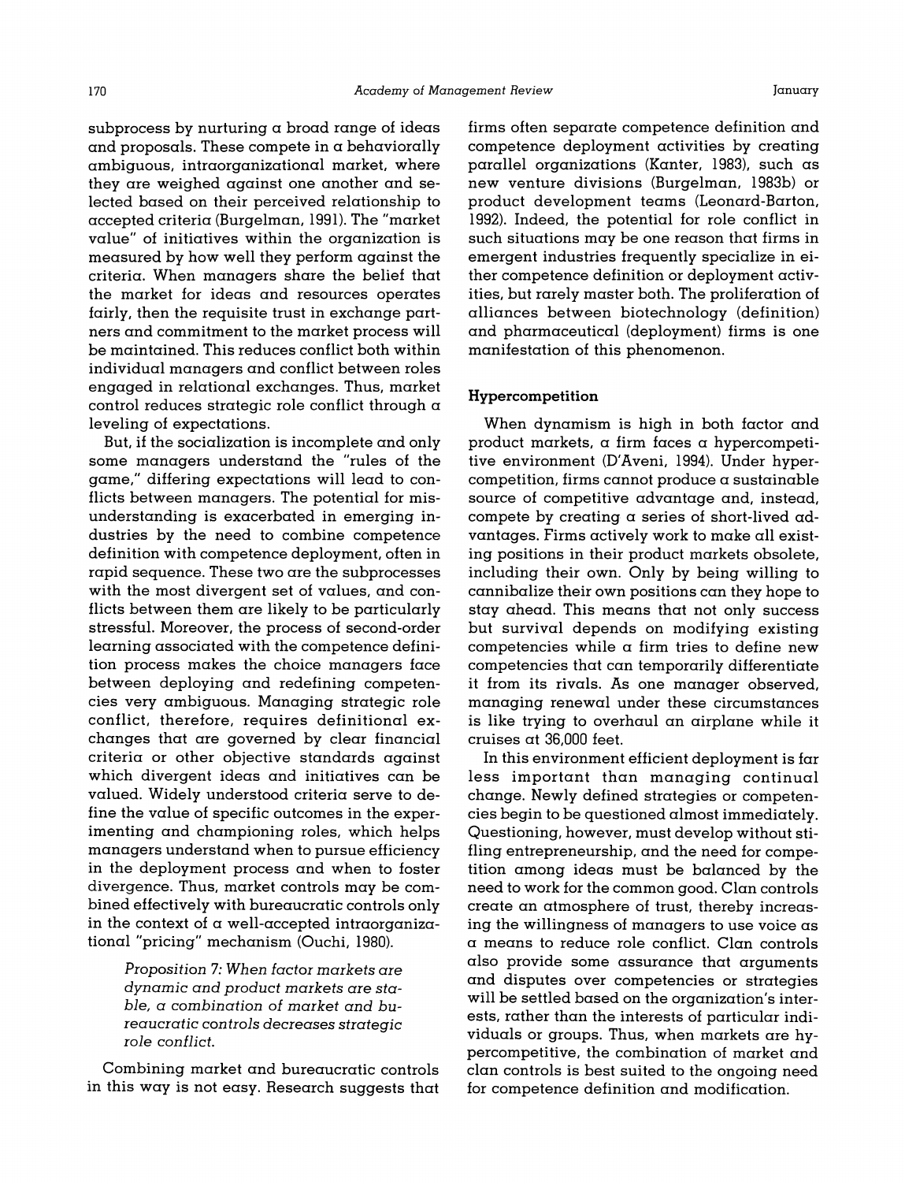subprocess by nurturing a broad range of ideas and proposals. These compete in a behaviorally ambiguous, intraorganizational market, where they are weighed against one another and selected based on their perceived relationship to accepted criteria (Burgelman, 1991). The "market value" of initiatives within the organization is measured by how well they perform against the criteria. When managers share the belief that the market for ideas and resources operates fairly, then the requisite trust in exchange partners and commitment to the market process will be maintained. This reduces conflict both within individual managers and conflict between roles engaged in relational exchanges. Thus, market control reduces strategic role conflict through a leveling of expectations.

But, if the socialization is incomplete and only some managers understand the "rules of the game," differing expectations will lead to conflicts between managers. The potential for misunderstanding is exacerbated in emerging industries by the need to combine competence definition with competence deployment, often in rapid sequence. These two are the subprocesses with the most divergent set of values, and conflicts between them are likely to be particularly stressful. Moreover, the process of second-order learning associated with the competence definition process makes the choice managers face between deploying and redefining competencies very ambiguous. Managing strategic role conflict, therefore, requires definitional exchanges that are governed by clear financial criteria or other objective standards against which divergent ideas and initiatives can be valued. Widely understood criteria serve to define the value of specific outcomes in the experimenting and championing roles, which helps managers understand when to pursue efficiency in the deployment process and when to foster divergence. Thus, market controls may be combined effectively with bureaucratic controls only in the context of a well-accepted intraorganizational "pricing" mechanism (Ouchi, 1980).

> *Proposition 7: When factor markets are dynamic and product markets are stable, a combination of market and bureaucratic controls decreases strategic role conflict.*

Combining market and bureaucratic controls in this way is not easy. Research suggests that firms often separate competence definition and competence deployment activities by creating parallel organizations (Kanter, 1983), such as new venture divisions (Burgelman, 1983b) or product development teams (Leonard-Barton, 1992). Indeed, the potential for role conflict in such situations may be one reason that firms in emergent industries frequently specialize in either competence definition or deployment activities, but rarely master both. The proliferation of alliances between biotechnology (definition) and pharmaceutical (deployment) firms is one manifestation of this phenomenon.

### Hypercompetition

When dynamism is high in both factor and product markets, a firm faces a hypercompetitive environment (D'Aveni, 1994). Under hypercompetition, firms cannot produce a sustainable source of competitive advantage and, instead, compete by creating a series of short-lived advantages. Firms actively work to make all existing positions in their product markets obsolete, including their own. Only by being willing to cannibalize their own positions can they hope to stay ahead. This means that not only success but survival depends on modifying existing competencies while a firm tries to define new competencies that can temporarily differentiate it from its rivals. As one manager observed, managing renewal under these circumstances is like trying to overhaul an airplane while it cruises at 36,000 feet.

In this environment efficient deployment is far less important than managing continual change. Newly defined strategies or competencies begin to be questioned almost immediately. Questioning, however, must develop without stifling entrepreneurship, and the need for competition among ideas must be balanced by the need to work for the common good. Clan controls create an atmosphere of trust, thereby increasing the willingness of managers to use voice as a means to reduce role conflict. Clan controls also provide some assurance that arguments and disputes over competencies or strategies will be settled based on the organization's interests, rather than the interests of particular individuals or groups. Thus, when markets are hypercompetitive, the combination of market and clan controls is best suited to the ongoing need for competence definition and modification.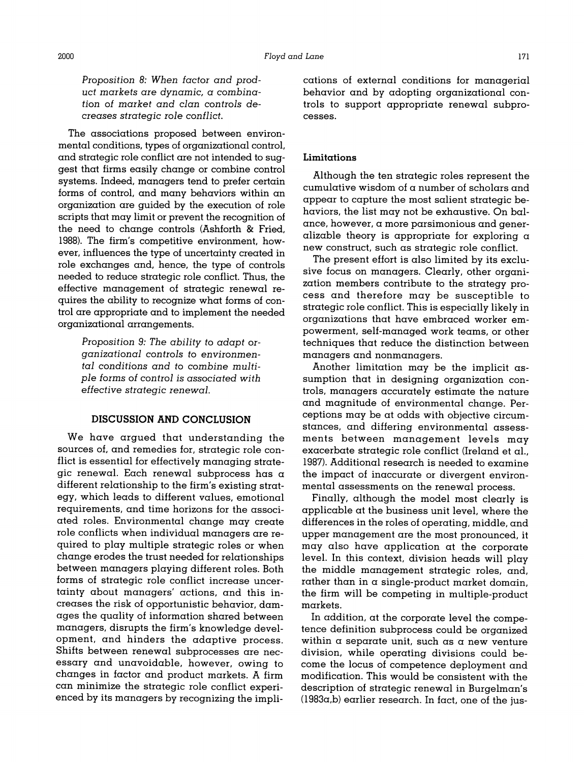*Proposition 8: When factor and product markets are dynamic, a combination of market and clan controls decreases strategic role conflict.*

The associations proposed between environmental conditions, types of organizational control, and strategic role conflict are not intended to suggest that firms easily change or combine control systems. Indeed, managers tend to prefer certain forms of control, and many behaviors within an organization are guided by the execution of role scripts that may limit or prevent the recognition of the need to change controls (Ashforth & Fried, 1988). The firm's competitive environment, however, influences the type of uncertainty created in role exchanges and, hence, the type of controls needed to reduce strategic role conflict. Thus, the effective management of strategic renewal requires the ability to recognize what forms of control are appropriate and to implement the needed organizational arrangements.

*Proposition 9: The ability to adapt organizational controls to environmental conditions and to combine multiple forms of control is associated with effective strategic renewal.*

## DISCUSSION AND CONCLUSION

We have argued that understanding the sources of, and remedies for, strategic role conflict is essential for effectively managing strategic renewal. Each renewal subprocess has a different relationship to the firm's existing strategy, which leads to different values, emotional requirements, and time horizons for the associated roles. Environmental change may create role conflicts when individual managers are required to play multiple strategic roles or when change erodes the trust needed for relationships between managers playing different roles. Both forms of strategic role conflict increase uncertainty about managers' actions, and this increases the risk of opportunistic behavior, damages the quality of information shared between managers, disrupts the firm's knowledge development, and hinders the adaptive process. Shifts between renewal subprocesses are necessary and unavoidable, however, owing to changes in factor and product markets. A firm can minimize the strategic role conflict experienced by its managers by recognizing the implications of external conditions for managerial behavior and by adopting organizational controls to support appropriate renewal subprocesses.

### Limitations

Although the ten strategic roles represent the cumulative wisdom of a number of scholars and appear to capture the most salient strategic behaviors, the list may not be exhaustive. On balance, however, a more parsimonious and generalizable theory is appropriate for exploring a new construct, such as strategic role conflict.

The present effort is also limited by its exclusive focus on managers. Clearly, other organization members contribute to the strategy process and therefore may be susceptible to strategic role conflict. This is especially likely in organizations that have embraced worker empowerment, self-managed work teams, or other techniques that reduce the distinction between managers and nonmanagers.

Another limitation may be the implicit assumption that in designing organization controls, managers accurately estimate the nature and magnitude of environmental change. Perceptions may be at odds with objective circumstances, and differing environmental assessments between management levels may exacerbate strategic role conflict (Ireland et al., 1987). Additional research is needed to examine the impact of inaccurate or divergent environmental assessments on the renewal process.

Finally, although the model most clearly is applicable at the business unit level, where the differences in the roles of operating, middle, and upper management are the most pronounced, it may also have application at the corporate level. In this context, division heads will play the middle management strategic roles, and, rather than in a single-product market domain, the firm will be competing in multiple-product markets.

In addition, at the corporate level the competence definition subprocess could be organized within a separate unit, such as a new venture division, while operating divisions could become the locus of competence deployment and modification. This would be consistent with the description of strategic renewal in Burgelman's (1983a,b) earlier research. In fact, one of the jus-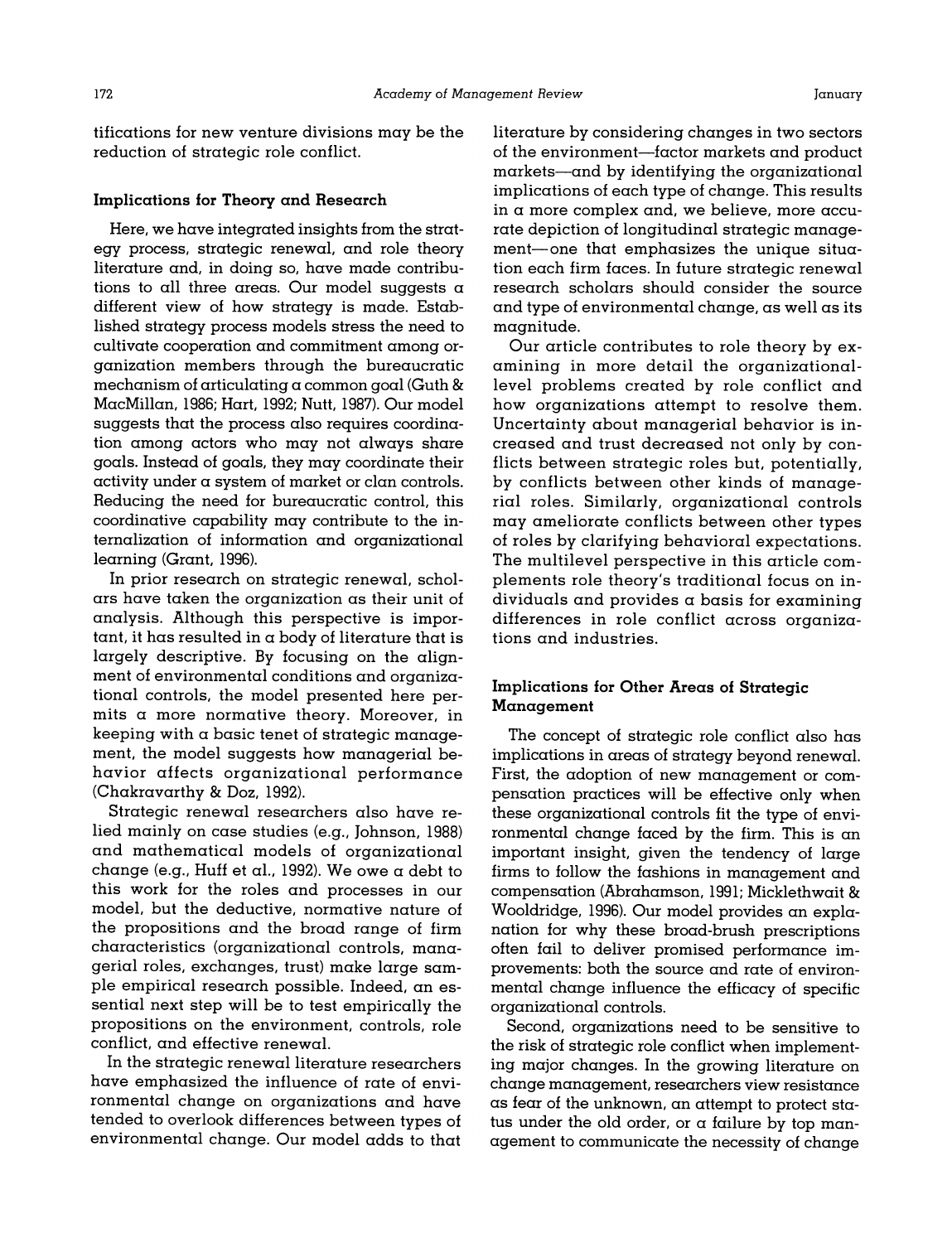tifications for new venture divisions may be the reduction of strategic role conflict.

### Implications for Theory and Research

Here, we have integrated insights from the strategy process, strategic renewal, and role theory literature and, in doing so, have made contributions to all three areas. Our model suggests a different view of how strategy is made. Established strategy process models stress the need to cultivate cooperation and commitment among organization members through the bureaucratic mechanism of articulating a common goal (Guth & MacMillan, 1986; Hart, 1992; Nutt, 1987). Our model suggests that the process also requires coordination among actors who may not always share goals. Instead of goals, they may coordinate their activity under a system of market or clan controls. Reducing the need for bureaucratic control, this coordinative capability may contribute to the internalization of information and organizational learning (Grant, 1996).

In prior research on strategic renewal, scholars have taken the organization as their unit of analysis. Although this perspective is important, it has resulted in a body of literature that is largely descriptive. By focusing on the alignment of environmental conditions and organizational controls, the model presented here permits a more normative theory. Moreover, in keeping with a basic tenet of strategic management, the model suggests how managerial behavior affects organizational performance (Chakravarthy & Doz, 1992).

Strategic renewal researchers also have relied mainly on case studies (e.g., Johnson, 1988) and mathematical models of organizational change (e.g., Huff et al., 1992). We owe a debt to this work for the roles and processes in our model, but the deductive, normative nature of the propositions and the broad range of firm characteristics (organizational controls, managerial roles, exchanges, trust) make large sample empirical research possible. Indeed, an essential next step will be to test empirically the propositions on the environment, controls, role conflict, and effective renewal.

In the strategic renewal literature researchers have emphasized the influence of rate of environmental change on organizations and have tended to overlook differences between types of environmental change. Our model adds to that literature by considering changes in two sectors of the environment—factor markets and product markets—and by identifying the organizational implications of each type of change. This results in a more complex and, we believe, more accurate depiction of longitudinal strategic management—one that emphasizes the unique situation each firm faces. In future strategic renewal research scholars should consider the source and type of environmental change, as well as its magnitude.

Our article contributes to role theory by examining in more detail the organizational-level problems created by role conflict and how organizations attempt to resolve them. Uncertainty about managerial behavior is increased and trust decreased not only by conflicts between strategic roles but, potentially, by conflicts between other kinds of managerial roles. Similarly, organizational controls may ameliorate conflicts between other types of roles by clarifying behavioral expectations. The multilevel perspective in this article complements role theory's traditional focus on individuals and provides a basis for examining differences in role conflict across organizations and industries.

### Implications for Other Areas of Strategic Management

The concept of strategic role conflict also has implications in areas of strategy beyond renewal. First, the adoption of new management or compensation practices will be effective only when these organizational controls fit the type of environmental change faced by the firm. This is an important insight, given the tendency of large firms to follow the fashions in management and compensation (Abrahamson, 1991; Micklethwait & Wooldridge, 1996). Our model provides an explanation for why these broad-brush prescriptions often fail to deliver promised performance improvements: both the source and rate of environmental change influence the efficacy of specific organizational controls.

Second, organizations need to be sensitive to the risk of strategic role conflict when implementing major changes. In the growing literature on change management, researchers view resistance as fear of the unknown, an attempt to protect status under the old order, or a failure by top management to communicate the necessity of change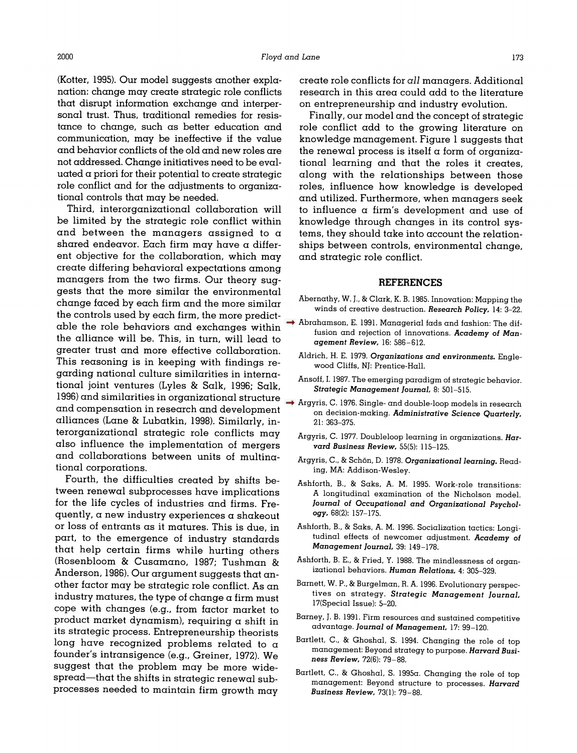(Kotter, 1995). Our model suggests another explanation: change may create strategic role conflicts that disrupt information exchange and interpersonal trust. Thus, traditional remedies for resistance to change, such as better education and communication, may be ineffective if the value and behavior conflicts of the old and new roles are not addressed. Change initiatives need to be evaluated a priori for their potential to create strategic role conflict and for the adjustments to organizational controls that may be needed.

Third, interorganizational collaboration will be limited by the strategic role conflict within and between the managers assigned to a shared endeavor. Each firm may have a different objective for the collaboration, which may create differing behavioral expectations among managers from the two firms. Our theory suggests that the more similar the environmental change faced by each firm and the more similar the controls used by each firm, the more predictable the role behaviors and exchanges within the alliance will be. This, in turn, will lead to greater trust and more effective collaboration. This reasoning is in keeping with findings regarding national culture similarities in international joint ventures (Lyles & Salk, 1996; Salk, 1996) and similarities in organizational structure and compensation in research and development alliances (Lane & Lubatkin, 1998). Similarly, interorganizational strategic role conflicts may also influence the implementation of mergers and collaborations between units of multinational corporations.

Fourth, the difficulties created by shifts between renewal subprocesses have implications for the life cycles of industries and firms. Frequently, a new industry experiences a shakeout or loss of entrants as it matures. This is due, in part, to the emergence of industry standards that help certain firms while hurting others (Rosenbloom & Cusamano, 1987; Tushman & Anderson, 1986). Our argument suggests that another factor may be strategic role conflict. As an industry matures, the type of change a firm must cope with changes (e.g., from factor market to product market dynamism), requiring a shift in its strategic process. Entrepreneurship theorists long have recognized problems related to a founder's intransigence (e.g., Greiner, 1972). We suggest that the problem may be more widespread—that the shifts in strategic renewal subprocesses needed to maintain firm growth may create role conflicts for *all* managers. Additional research in this area could add to the literature on entrepreneurship and industry evolution.

Finally, our model and the concept of strategic role conflict add to the growing literature on knowledge management. Figure 1 suggests that the renewal process is itself a form of organizational learning and that the roles it creates, along with the relationships between those roles, influence how knowledge is developed and utilized. Furthermore, when managers seek to influence a firm's development and use of knowledge through changes in its control systems, they should take into account the relationships between controls, environmental change, and strategic role conflict.

## REFERENCES

Abernathy, W. J., & Clark, K. B. 1985. Innovation: Mapping the winds of creative destruction. ***Research Policy***, 14: 3–22.

Abrahamson, E. 1991. Managerial fads and fashion: The diffusion and rejection of innovations. ***Academy of Management Review***, 16: 586–612.

Aldrich, H. E. 1979. ***Organizations and environments***. Englewood Cliffs, NJ: Prentice-Hall.

Ansoff, I. 1987. The emerging paradigm of strategic behavior. ***Strategic Management Journal***, 8: 501–515.

Argyris, C. 1976. Single- and double-loop models in research on decision-making. ***Administrative Science Quarterly***, 21: 363–375.

Argyris, C. 1977. Doubleloop learning in organizations. ***Harvard Business Review***, 55(5): 115–125.

Argyris, C., & Schön, D. 1978. ***Organizational learning***. Reading, MA: Addison-Wesley.

Ashforth, B., & Saks, A. M. 1995. Work-role transitions: A longitudinal examination of the Nicholson model. ***Journal of Occupational and Organizational Psychology***, 68(2): 157–175.

Ashforth, B., & Saks, A. M. 1996. Socialization tactics: Longitudinal effects of newcomer adjustment. ***Academy of Management Journal***, 39: 149–178.

Ashforth, B. E., & Fried, Y. 1988. The mindlessness of organizational behaviors. ***Human Relations***, 4: 305–329.

Barnett, W. P., & Burgelman, R. A. 1996. Evolutionary perspectives on strategy. ***Strategic Management Journal***, 17(Special Issue): 5–20.

Barney, J. B. 1991. Firm resources and sustained competitive advantage. ***Journal of Management***, 17: 99–120.

Bartlett, C., & Ghoshal, S. 1994. Changing the role of top management: Beyond strategy to purpose. ***Harvard Business Review***, 72(6): 79–88.

Bartlett, C., & Ghoshal, S. 1995a. Changing the role of top management: Beyond structure to processes. ***Harvard Business Review***, 73(1): 79–88.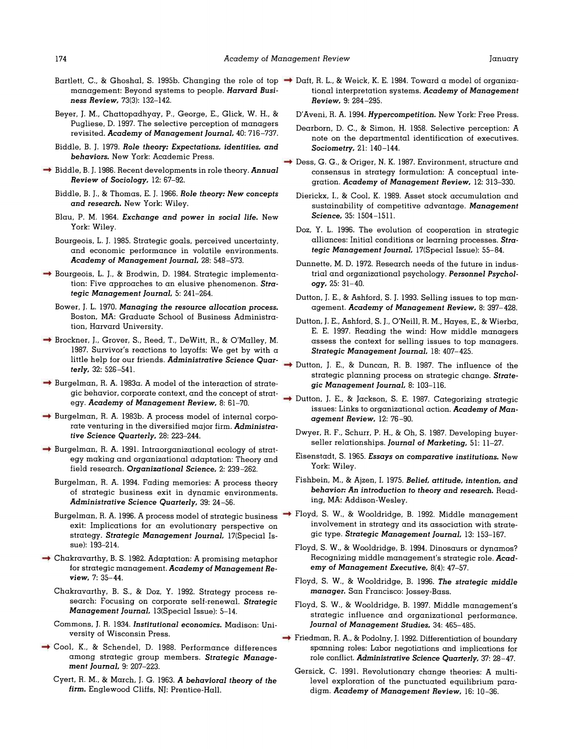Bartlett, C., & Ghoshal, S. 1995b. Changing the role of top management: Beyond systems to people. ***Harvard Business Review,*** 73(3): 132–142.

Beyer, J. M., Chattopadhyay, P., George, E., Glick, W. H., & Pugliese, D. 1997. The selective perception of managers revisited. ***Academy of Management Journal,*** 40: 716–737.

Biddle, B. J. 1979. ***Role theory: Expectations, identities, and behaviors.*** New York: Academic Press.

→ Biddle, B. J. 1986. Recent developments in role theory. ***Annual Review of Sociology,*** 12: 67–92.

Biddle, B. J., & Thomas, E. J. 1966. ***Role theory: New concepts and research.*** New York: Wiley.

Blau, P. M. 1964. ***Exchange and power in social life.*** New York: Wiley.

Bourgeois, L. J. 1985. Strategic goals, perceived uncertainty, and economic performance in volatile environments. ***Academy of Management Journal,*** 28: 548–573.

→ Bourgeois, L. J., & Brodwin, D. 1984. Strategic implementation: Five approaches to an elusive phenomenon. ***Strategic Management Journal,*** 5: 241–264.

Bower, J. L. 1970. ***Managing the resource allocation process.*** Boston, MA: Graduate School of Business Administration, Harvard University.

→ Brockner, J., Grover, S., Reed, T., DeWitt, R., & O'Malley, M. 1987. Survivor's reactions to layoffs: We get by with a little help for our friends. ***Administrative Science Quarterly,*** 32: 526–541.

→ Burgelman, R. A. 1983a. A model of the interaction of strategic behavior, corporate context, and the concept of strategy. ***Academy of Management Review,*** 8: 61–70.

→ Burgelman, R. A. 1983b. A process model of internal corporate venturing in the diversified major firm. ***Administrative Science Quarterly,*** 28: 223–244.

→ Burgelman, R. A. 1991. Intraorganizational ecology of strategy making and organizational adaptation: Theory and field research. ***Organizational Science,*** 2: 239–262.

Burgelman, R. A. 1994. Fading memories: A process theory of strategic business exit in dynamic environments. ***Administrative Science Quarterly,*** 39: 24–56.

Burgelman, R. A. 1996. A process model of strategic business exit: Implications for an evolutionary perspective on strategy. ***Strategic Management Journal,*** 17(Special Issue): 193–214.

→ Chakravarthy, B. S. 1982. Adaptation: A promising metaphor for strategic management. ***Academy of Management Review,*** 7: 35–44.

Chakravarthy, B. S., & Doz, Y. 1992. Strategy process research: Focusing on corporate self-renewal. ***Strategic Management Journal,*** 13(Special Issue): 5–14.

Commons, J. R. 1934. ***Institutional economics.*** Madison: University of Wisconsin Press.

→ Cool, K., & Schendel, D. 1988. Performance differences among strategic group members. ***Strategic Management Journal,*** 9: 207–223.

Cyert, R. M., & March, J. G. 1963. ***A behavioral theory of the firm.*** Englewood Cliffs, NJ: Prentice-Hall.

→ Daft, R. L., & Weick, K. E. 1984. Toward a model of organizational interpretation systems. ***Academy of Management Review,*** 9: 284–295.

D'Aveni, R. A. 1994. ***Hypercompetition.*** New York: Free Press.

Dearborn, D. C., & Simon, H. 1958. Selective perception: A note on the departmental identification of executives. ***Sociometry,*** 21: 140–144.

→ Dess, G. G., & Origer, N. K. 1987. Environment, structure and consensus in strategy formulation: A conceptual integration. ***Academy of Management Review,*** 12: 313–330.

Dierickx, I., & Cool, K. 1989. Asset stock accumulation and sustainability of competitive advantage. ***Management Science,*** 35: 1504–1511.

Doz, Y. L. 1996. The evolution of cooperation in strategic alliances: Initial conditions or learning processes. ***Strategic Management Journal,*** 17(Special Issue): 55–84.

Dunnette, M. D. 1972. Research needs of the future in industrial and organizational psychology. ***Personnel Psychology,*** 25: 31–40.

Dutton, J. E., & Ashford, S. J. 1993. Selling issues to top management. ***Academy of Management Review,*** 8: 397–428.

Dutton, J. E., Ashford, S. J., O'Neill, R. M., Hayes, E., & Wierba, E. E. 1997. Reading the wind: How middle managers assess the context for selling issues to top managers. ***Strategic Management Journal,*** 18: 407–425.

→ Dutton, J. E., & Duncan, R. B. 1987. The influence of the strategic planning process on strategic change. ***Strategic Management Journal,*** 8: 103–116.

→ Dutton, J. E., & Jackson, S. E. 1987. Categorizing strategic issues: Links to organizational action. ***Academy of Management Review,*** 12: 76–90.

Dwyer, R. F., Schurr, P. H., & Oh, S. 1987. Developing buyer-seller relationships. ***Journal of Marketing,*** 51: 11–27.

Eisenstadt, S. 1965. ***Essays on comparative institutions.*** New York: Wiley.

Fishbein, M., & Ajzen, I. 1975. ***Belief, attitude, intention, and behavior: An introduction to theory and research.*** Reading, MA: Addison-Wesley.

→ Floyd, S. W., & Wooldridge, B. 1992. Middle management involvement in strategy and its association with strategic type. ***Strategic Management Journal,*** 13: 153–167.

Floyd, S. W., & Wooldridge, B. 1994. Dinosaurs or dynamos? Recognizing middle management's strategic role. ***Academy of Management Executive,*** 8(4): 47–57.

Floyd, S. W., & Wooldridge, B. 1996. ***The strategic middle manager.*** San Francisco: Jossey-Bass.

Floyd, S. W., & Wooldridge, B. 1997. Middle management's strategic influence and organizational performance. ***Journal of Management Studies,*** 34: 465–485.

→ Friedman, R. A., & Podolny, J. 1992. Differentiation of boundary spanning roles: Labor negotiations and implications for role conflict. ***Administrative Science Quarterly,*** 37: 28–47.

Gersick, C. 1991. Revolutionary change theories: A multilevel exploration of the punctuated equilibrium paradigm. ***Academy of Management Review,*** 16: 10–36.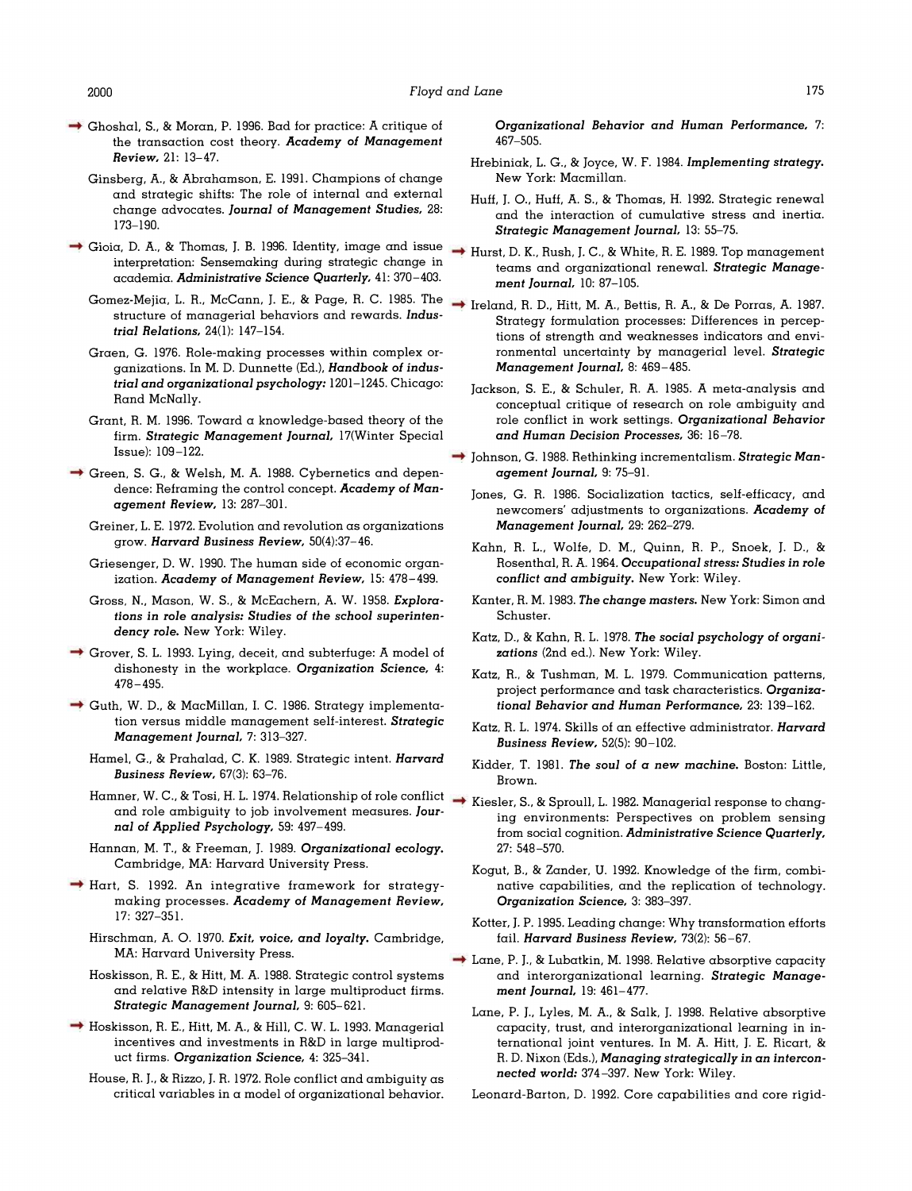Ghoshal, S., & Moran, P. 1996. Bad for practice: A critique of the transaction cost theory. ***Academy of Management Review,*** 21: 13–47.

Ginsberg, A., & Abrahamson, E. 1991. Champions of change and strategic shifts: The role of internal and external change advocates. ***Journal of Management Studies,*** 28: 173–190.

Gioia, D. A., & Thomas, J. B. 1996. Identity, image and issue interpretation: Sensemaking during strategic change in academia. ***Administrative Science Quarterly,*** 41: 370–403.

Gomez-Mejia, L. R., McCann, J. E., & Page, R. C. 1985. The structure of managerial behaviors and rewards. ***Industrial Relations,*** 24(1): 147–154.

Graen, G. 1976. Role-making processes within complex organizations. In M. D. Dunnette (Ed.), ***Handbook of industrial and organizational psychology:*** 1201–1245. Chicago: Rand McNally.

Grant, R. M. 1996. Toward a knowledge-based theory of the firm. ***Strategic Management Journal,*** 17(Winter Special Issue): 109–122.

Green, S. G., & Welsh, M. A. 1988. Cybernetics and dependence: Reframing the control concept. ***Academy of Management Review,*** 13: 287–301.

Greiner, L. E. 1972. Evolution and revolution as organizations grow. ***Harvard Business Review,*** 50(4):37–46.

Griesenger, D. W. 1990. The human side of economic organization. ***Academy of Management Review,*** 15: 478–499.

Gross, N., Mason, W. S., & McEachern, A. W. 1958. ***Explorations in role analysis: Studies of the school superintendency role.*** New York: Wiley.

Grover, S. L. 1993. Lying, deceit, and subterfuge: A model of dishonesty in the workplace. ***Organization Science,*** 4: 478–495.

Guth, W. D., & MacMillan, I. C. 1986. Strategy implementation versus middle management self-interest. ***Strategic Management Journal,*** 7: 313–327.

Hamel, G., & Prahalad, C. K. 1989. Strategic intent. ***Harvard Business Review,*** 67(3): 63–76.

Hamner, W. C., & Tosi, H. L. 1974. Relationship of role conflict and role ambiguity to job involvement measures. ***Journal of Applied Psychology,*** 59: 497–499.

Hannan, M. T., & Freeman, J. 1989. ***Organizational ecology.*** Cambridge, MA: Harvard University Press.

Hart, S. 1992. An integrative framework for strategy-making processes. ***Academy of Management Review,*** 17: 327–351.

Hirschman, A. O. 1970. ***Exit, voice, and loyalty.*** Cambridge, MA: Harvard University Press.

Hoskisson, R. E., & Hitt, M. A. 1988. Strategic control systems and relative R&D intensity in large multiproduct firms. ***Strategic Management Journal,*** 9: 605–621.

Hoskisson, R. E., Hitt, M. A., & Hill, C. W. L. 1993. Managerial incentives and investments in R&D in large multiproduct firms. ***Organization Science,*** 4: 325–341.

House, R. J., & Rizzo, J. R. 1972. Role conflict and ambiguity as critical variables in a model of organizational behavior. ***Organizational Behavior and Human Performance,*** 7: 467–505.

Hrebiniak, L. G., & Joyce, W. F. 1984. ***Implementing strategy.*** New York: Macmillan.

Huff, J. O., Huff, A. S., & Thomas, H. 1992. Strategic renewal and the interaction of cumulative stress and inertia. ***Strategic Management Journal,*** 13: 55–75.

Hurst, D. K., Rush, J. C., & White, R. E. 1989. Top management teams and organizational renewal. ***Strategic Management Journal,*** 10: 87–105.

Ireland, R. D., Hitt, M. A., Bettis, R. A., & De Porras, A. 1987. Strategy formulation processes: Differences in perceptions of strength and weaknesses indicators and environmental uncertainty by managerial level. ***Strategic Management Journal,*** 8: 469–485.

Jackson, S. E., & Schuler, R. A. 1985. A meta-analysis and conceptual critique of research on role ambiguity and role conflict in work settings. ***Organizational Behavior and Human Decision Processes,*** 36: 16–78.

Johnson, G. 1988. Rethinking incrementalism. ***Strategic Management Journal,*** 9: 75–91.

Jones, G. R. 1986. Socialization tactics, self-efficacy, and newcomers' adjustments to organizations. ***Academy of Management Journal,*** 29: 262–279.

Kahn, R. L., Wolfe, D. M., Quinn, R. P., Snoek, J. D., & Rosenthal, R. A. 1964. ***Occupational stress: Studies in role conflict and ambiguity.*** New York: Wiley.

Kanter, R. M. 1983. ***The change masters.*** New York: Simon and Schuster.

Katz, D., & Kahn, R. L. 1978. ***The social psychology of organizations*** (2nd ed.). New York: Wiley.

Katz, R., & Tushman, M. L. 1979. Communication patterns, project performance and task characteristics. ***Organizational Behavior and Human Performance,*** 23: 139–162.

Katz, R. L. 1974. Skills of an effective administrator. ***Harvard Business Review,*** 52(5): 90–102.

Kidder, T. 1981. ***The soul of a new machine.*** Boston: Little, Brown.

Kiesler, S., & Sproull, L. 1982. Managerial response to changing environments: Perspectives on problem sensing from social cognition. ***Administrative Science Quarterly,*** 27: 548–570.

Kogut, B., & Zander, U. 1992. Knowledge of the firm, combinative capabilities, and the replication of technology. ***Organization Science,*** 3: 383–397.

Kotter, J. P. 1995. Leading change: Why transformation efforts fail. ***Harvard Business Review,*** 73(2): 56–67.

Lane, P. J., & Lubatkin, M. 1998. Relative absorptive capacity and interorganizational learning. ***Strategic Management Journal,*** 19: 461–477.

Lane, P. J., Lyles, M. A., & Salk, J. 1998. Relative absorptive capacity, trust, and interorganizational learning in international joint ventures. In M. A. Hitt, J. E. Ricart, & R. D. Nixon (Eds.), ***Managing strategically in an interconnected world:*** 374–397. New York: Wiley.

Leonard-Barton, D. 1992. Core capabilities and core rigid-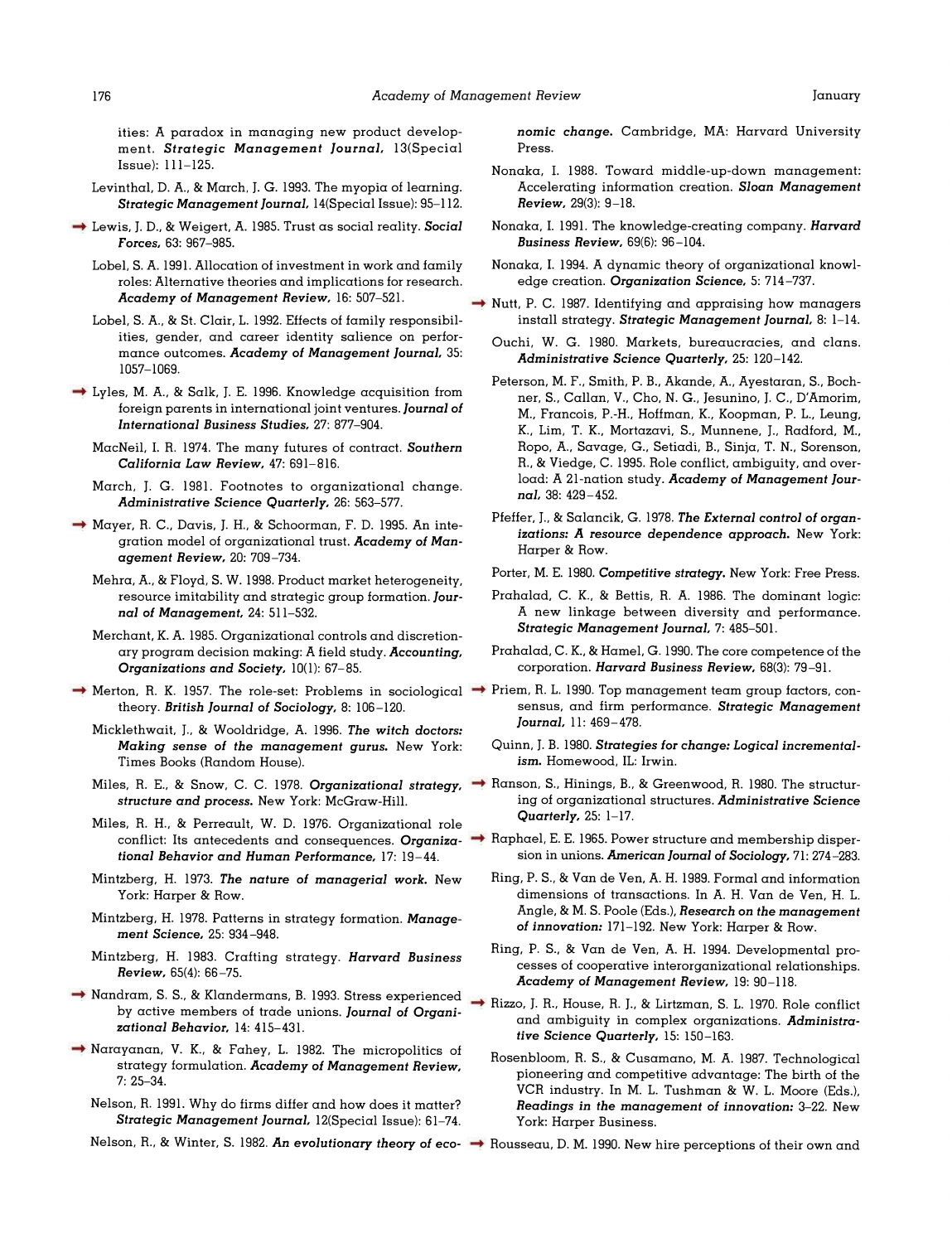ities: A paradox in managing new product development. ***Strategic Management Journal,*** 13(Special Issue): 111–125.

Levinthal, D. A., & March, J. G. 1993. The myopia of learning. ***Strategic Management Journal,*** 14(Special Issue): 95–112.

→ Lewis, J. D., & Weigert, A. 1985. Trust as social reality. ***Social Forces,*** 63: 967–985.

Lobel, S. A. 1991. Allocation of investment in work and family roles: Alternative theories and implications for research. ***Academy of Management Review,*** 16: 507–521.

Lobel, S. A., & St. Clair, L. 1992. Effects of family responsibilities, gender, and career identity salience on performance outcomes. ***Academy of Management Journal,*** 35: 1057–1069.

→ Lyles, M. A., & Salk, J. E. 1996. Knowledge acquisition from foreign parents in international joint ventures. ***Journal of International Business Studies,*** 27: 877–904.

MacNeil, I. R. 1974. The many futures of contract. ***Southern California Law Review,*** 47: 691–816.

March, J. G. 1981. Footnotes to organizational change. ***Administrative Science Quarterly,*** 26: 563–577.

→ Mayer, R. C., Davis, J. H., & Schoorman, F. D. 1995. An integration model of organizational trust. ***Academy of Management Review,*** 20: 709–734.

Mehra, A., & Floyd, S. W. 1998. Product market heterogeneity, resource imitability and strategic group formation. ***Journal of Management,*** 24: 511–532.

Merchant, K. A. 1985. Organizational controls and discretionary program decision making: A field study. ***Accounting, Organizations and Society,*** 10(1): 67–85.

→ Merton, R. K. 1957. The role-set: Problems in sociological theory. ***British Journal of Sociology,*** 8: 106–120.

Micklethwait, J., & Wooldridge, A. 1996. ***The witch doctors: Making sense of the management gurus.*** New York: Times Books (Random House).

Miles, R. E., & Snow, C. C. 1978. ***Organizational strategy, structure and process.*** New York: McGraw-Hill.

Miles, R. H., & Perreault, W. D. 1976. Organizational role conflict: Its antecedents and consequences. ***Organizational Behavior and Human Performance,*** 17: 19–44.

Mintzberg, H. 1973. ***The nature of managerial work.*** New York: Harper & Row.

Mintzberg, H. 1978. Patterns in strategy formation. ***Management Science,*** 25: 934–948.

Mintzberg, H. 1983. Crafting strategy. ***Harvard Business Review,*** 65(4): 66–75.

→ Nandram, S. S., & Klandermans, B. 1993. Stress experienced by active members of trade unions. ***Journal of Organizational Behavior,*** 14: 415–431.

→ Narayanan, V. K., & Fahey, L. 1982. The micropolitics of strategy formulation. ***Academy of Management Review,*** 7: 25–34.

Nelson, R. 1991. Why do firms differ and how does it matter? ***Strategic Management Journal,*** 12(Special Issue): 61–74.

Nelson, R., & Winter, S. 1982. ***An evolutionary theory of economic change.*** Cambridge, MA: Harvard University Press.

Nonaka, I. 1988. Toward middle-up-down management: Accelerating information creation. ***Sloan Management Review,*** 29(3): 9–18.

Nonaka, I. 1991. The knowledge-creating company. ***Harvard Business Review,*** 69(6): 96–104.

Nonaka, I. 1994. A dynamic theory of organizational knowledge creation. ***Organization Science,*** 5: 714–737.

→ Nutt, P. C. 1987. Identifying and appraising how managers install strategy. ***Strategic Management Journal,*** 8: 1–14.

Ouchi, W. G. 1980. Markets, bureaucracies, and clans. ***Administrative Science Quarterly,*** 25: 120–142.

Peterson, M. F., Smith, P. B., Akande, A., Ayestaran, S., Bochner, S., Callan, V., Cho, N. G., Jesunino, J. C., D'Amorim, M., Francois, P.-H., Hoffman, K., Koopman, P. L., Leung, K., Lim, T. K., Mortazavi, S., Munnene, J., Radford, M., Ropo, A., Savage, G., Setiadi, B., Sinja, T. N., Sorenson, R., & Viedge, C. 1995. Role conflict, ambiguity, and overload: A 21-nation study. ***Academy of Management Journal,*** 38: 429–452.

Pfeffer, J., & Salancik, G. 1978. ***The External control of organizations: A resource dependence approach.*** New York: Harper & Row.

Porter, M. E. 1980. ***Competitive strategy.*** New York: Free Press.

Prahalad, C. K., & Bettis, R. A. 1986. The dominant logic: A new linkage between diversity and performance. ***Strategic Management Journal,*** 7: 485–501.

Prahalad, C. K., & Hamel, G. 1990. The core competence of the corporation. ***Harvard Business Review,*** 68(3): 79–91.

→ Priem, R. L. 1990. Top management team group factors, consensus, and firm performance. ***Strategic Management Journal,*** 11: 469–478.

Quinn, J. B. 1980. ***Strategies for change: Logical incrementalism.*** Homewood, IL: Irwin.

→ Ranson, S., Hinings, B., & Greenwood, R. 1980. The structuring of organizational structures. ***Administrative Science Quarterly,*** 25: 1–17.

→ Raphael, E. E. 1965. Power structure and membership dispersion in unions. ***American Journal of Sociology,*** 71: 274–283.

Ring, P. S., & Van de Ven, A. H. 1989. Formal and information dimensions of transactions. In A. H. Van de Ven, H. L. Angle, & M. S. Poole (Eds.), ***Research on the management of innovation:*** 171–192. New York: Harper & Row.

Ring, P. S., & Van de Ven, A. H. 1994. Developmental processes of cooperative interorganizational relationships. ***Academy of Management Review,*** 19: 90–118.

→ Rizzo, J. R., House, R. J., & Lirtzman, S. L. 1970. Role conflict and ambiguity in complex organizations. ***Administrative Science Quarterly,*** 15: 150–163.

Rosenbloom, R. S., & Cusamano, M. A. 1987. Technological pioneering and competitive advantage: The birth of the VCR industry. In M. L. Tushman & W. L. Moore (Eds.), ***Readings in the management of innovation:*** 3–22. New York: Harper Business.

→ Rousseau, D. M. 1990. New hire perceptions of their own and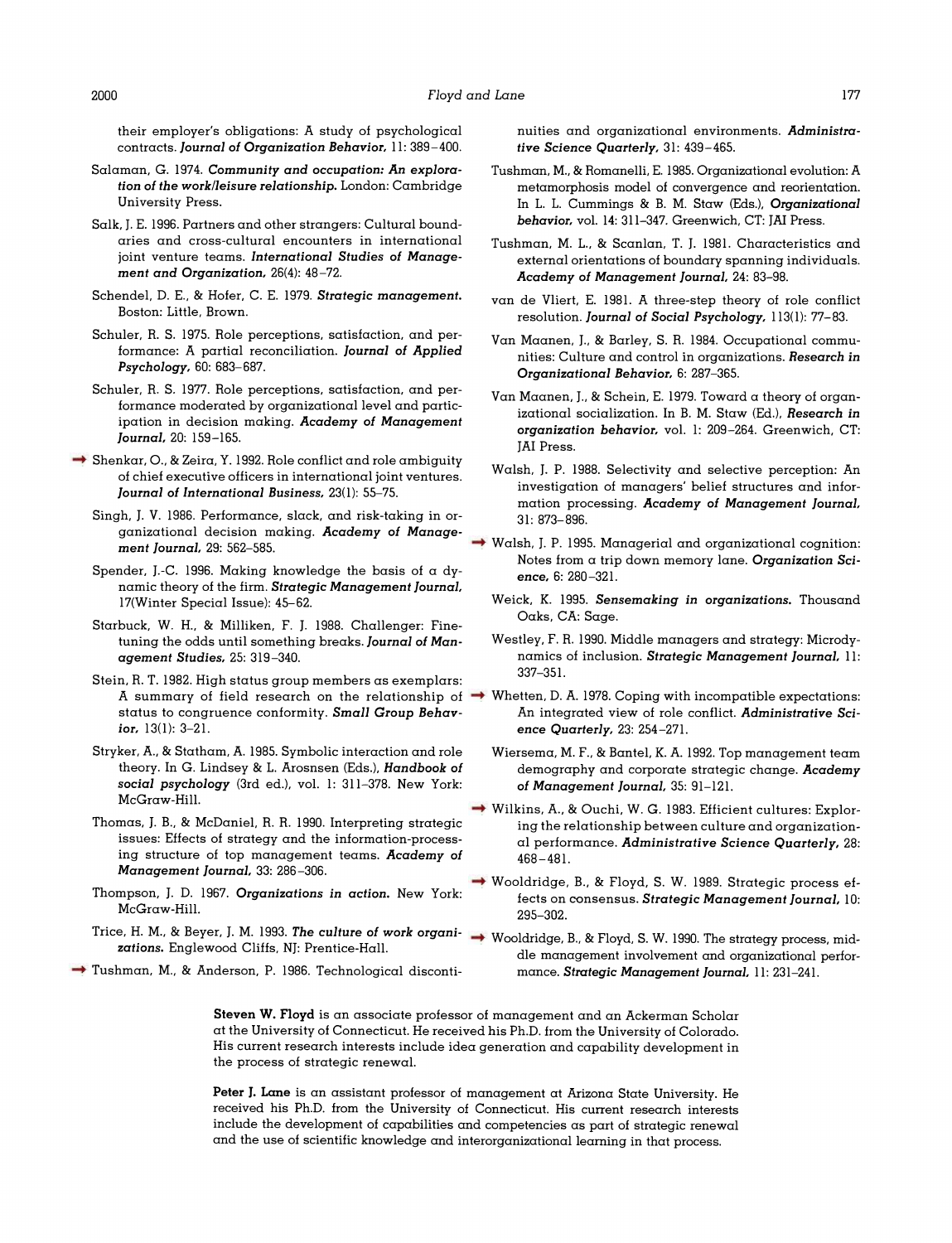their employer's obligations: A study of psychological contracts. ***Journal of Organization Behavior,*** 11: 389–400.

Salaman, G. 1974. ***Community and occupation: An exploration of the work/leisure relationship.*** London: Cambridge University Press.

Salk, J. E. 1996. Partners and other strangers: Cultural boundaries and cross-cultural encounters in international joint venture teams. ***International Studies of Management and Organization,*** 26(4): 48–72.

Schendel, D. E., & Hofer, C. E. 1979. ***Strategic management.*** Boston: Little, Brown.

Schuler, R. S. 1975. Role perceptions, satisfaction, and performance: A partial reconciliation. ***Journal of Applied Psychology,*** 60: 683–687.

Schuler, R. S. 1977. Role perceptions, satisfaction, and performance moderated by organizational level and participation in decision making. ***Academy of Management Journal,*** 20: 159–165.

Shenkar, O., & Zeira, Y. 1992. Role conflict and role ambiguity of chief executive officers in international joint ventures. ***Journal of International Business,*** 23(1): 55–75.

Singh, J. V. 1986. Performance, slack, and risk-taking in organizational decision making. ***Academy of Management Journal,*** 29: 562–585.

Spender, J.-C. 1996. Making knowledge the basis of a dynamic theory of the firm. ***Strategic Management Journal,*** 17(Winter Special Issue): 45–62.

Starbuck, W. H., & Milliken, F. J. 1988. Challenger: Fine-tuning the odds until something breaks. ***Journal of Management Studies,*** 25: 319–340.

Stein, R. T. 1982. High status group members as exemplars: A summary of field research on the relationship of status to congruence conformity. ***Small Group Behavior,*** 13(1): 3–21.

Stryker, A., & Statham, A. 1985. Symbolic interaction and role theory. In G. Lindsey & L. Arosnsen (Eds.), ***Handbook of social psychology*** (3rd ed.), vol. 1: 311–378. New York: McGraw-Hill.

Thomas, J. B., & McDaniel, R. R. 1990. Interpreting strategic issues: Effects of strategy and the information-processing structure of top management teams. ***Academy of Management Journal,*** 33: 286–306.

Thompson, J. D. 1967. ***Organizations in action.*** New York: McGraw-Hill.

Trice, H. M., & Beyer, J. M. 1993. ***The culture of work organizations.*** Englewood Cliffs, NJ: Prentice-Hall.

Tushman, M., & Anderson, P. 1986. Technological discontinuities and organizational environments. ***Administrative Science Quarterly,*** 31: 439–465.

Tushman, M., & Romanelli, E. 1985. Organizational evolution: A metamorphosis model of convergence and reorientation. In L. L. Cummings & B. M. Staw (Eds.), ***Organizational behavior,*** vol. 14: 311–347. Greenwich, CT: JAI Press.

Tushman, M. L., & Scanlan, T. J. 1981. Characteristics and external orientations of boundary spanning individuals. ***Academy of Management Journal,*** 24: 83–98.

van de Vliert, E. 1981. A three-step theory of role conflict resolution. ***Journal of Social Psychology,*** 113(1): 77–83.

Van Maanen, J., & Barley, S. R. 1984. Occupational communities: Culture and control in organizations. ***Research in Organizational Behavior,*** 6: 287–365.

Van Maanen, J., & Schein, E. 1979. Toward a theory of organizational socialization. In B. M. Staw (Ed.), ***Research in organization behavior,*** vol. 1: 209–264. Greenwich, CT: JAI Press.

Walsh, J. P. 1988. Selectivity and selective perception: An investigation of managers' belief structures and information processing. ***Academy of Management Journal,*** 31: 873–896.

Walsh, J. P. 1995. Managerial and organizational cognition: Notes from a trip down memory lane. ***Organization Science,*** 6: 280–321.

Weick, K. 1995. ***Sensemaking in organizations.*** Thousand Oaks, CA: Sage.

Westley, F. R. 1990. Middle managers and strategy: Microdynamics of inclusion. ***Strategic Management Journal,*** 11: 337–351.

Whetten, D. A. 1978. Coping with incompatible expectations: An integrated view of role conflict. ***Administrative Science Quarterly,*** 23: 254–271.

Wiersema, M. F., & Bantel, K. A. 1992. Top management team demography and corporate strategic change. ***Academy of Management Journal,*** 35: 91–121.

Wilkins, A., & Ouchi, W. G. 1983. Efficient cultures: Exploring the relationship between culture and organizational performance. ***Administrative Science Quarterly,*** 28: 468–481.

Wooldridge, B., & Floyd, S. W. 1989. Strategic process effects on consensus. ***Strategic Management Journal,*** 10: 295–302.

Wooldridge, B., & Floyd, S. W. 1990. The strategy process, middle management involvement and organizational performance. ***Strategic Management Journal,*** 11: 231–241.

**Steven W. Floyd** is an associate professor of management and an Ackerman Scholar at the University of Connecticut. He received his Ph.D. from the University of Colorado. His current research interests include idea generation and capability development in the process of strategic renewal.

**Peter J. Lane** is an assistant professor of management at Arizona State University. He received his Ph.D. from the University of Connecticut. His current research interests include the development of capabilities and competencies as part of strategic renewal and the use of scientific knowledge and interorganizational learning in that process.